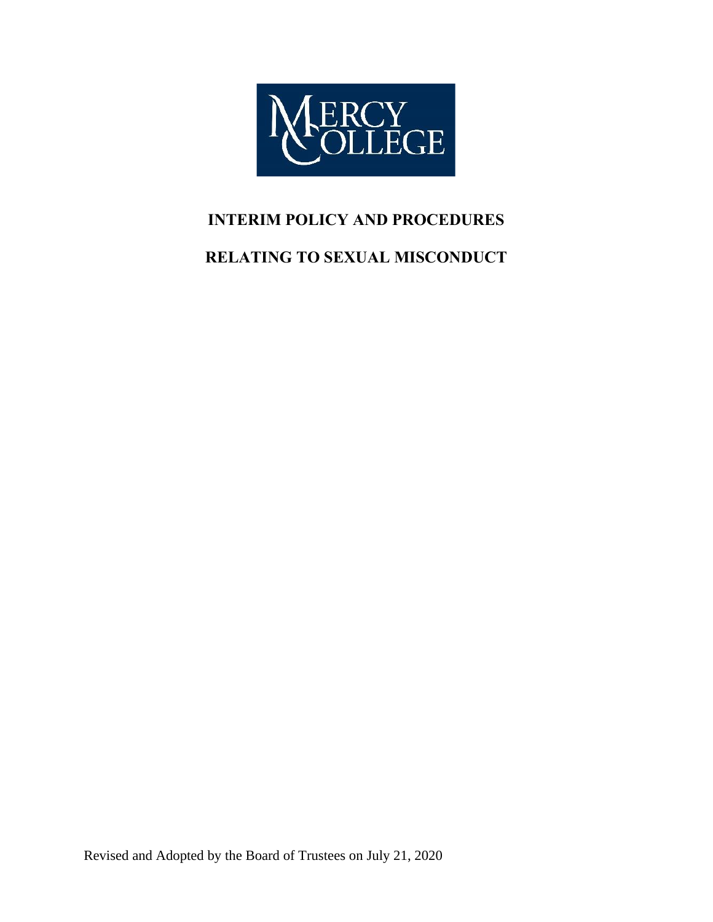MERCY COLLEGE

# INTERIM POLICY AND PROCEDURES

# RELATING TO SEXUAL MISCONDUCT

Revised and Adopted by the Board of Trustees on July 21, 2020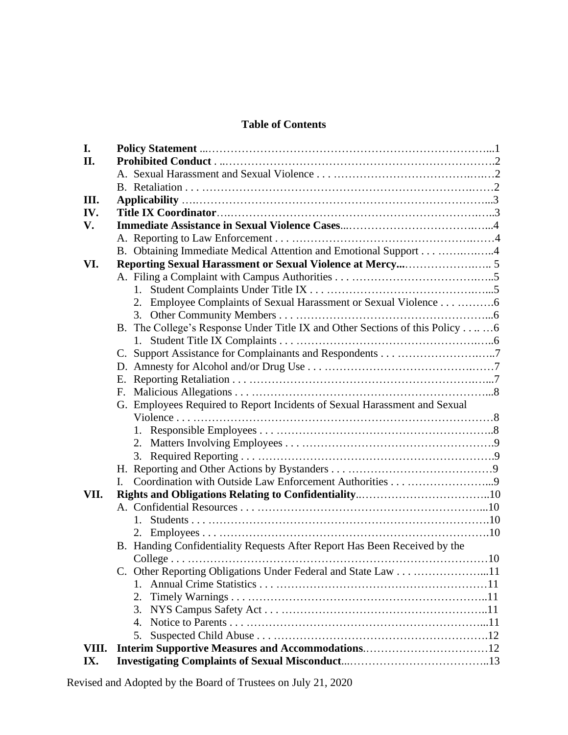**Table of Contents**

| | | |
|---|---|---|
| **I.** | **Policy Statement** | 1 |
| **II.** | **Prohibited Conduct** | 2 |
| | A. Sexual Harassment and Sexual Violence | 2 |
| | B. Retaliation | 2 |
| **III.** | **Applicability** | 3 |
| **IV.** | **Title IX Coordinator** | 3 |
| **V.** | **Immediate Assistance in Sexual Violence Cases** | 4 |
| | A. Reporting to Law Enforcement | 4 |
| | B. Obtaining Immediate Medical Attention and Emotional Support | 4 |
| **VI.** | **Reporting Sexual Harassment or Sexual Violence at Mercy** | 5 |
| | A. Filing a Complaint with Campus Authorities | 5 |
| | 1. Student Complaints Under Title IX | 5 |
| | 2. Employee Complaints of Sexual Harassment or Sexual Violence | 6 |
| | 3. Other Community Members | 6 |
| | B. The College's Response Under Title IX and Other Sections of this Policy | 6 |
| | 1. Student Title IX Complaints | 6 |
| | C. Support Assistance for Complainants and Respondents | 7 |
| | D. Amnesty for Alcohol and/or Drug Use | 7 |
| | E. Reporting Retaliation | 7 |
| | F. Malicious Allegations | 8 |
| | G. Employees Required to Report Incidents of Sexual Harassment and Sexual Violence | 8 |
| | 1. Responsible Employees | 8 |
| | 2. Matters Involving Employees | 9 |
| | 3. Required Reporting | 9 |
| | H. Reporting and Other Actions by Bystanders | 9 |
| | I. Coordination with Outside Law Enforcement Authorities | 9 |
| **VII.** | **Rights and Obligations Relating to Confidentiality** | 10 |
| | A. Confidential Resources | 10 |
| | 1. Students | 10 |
| | 2. Employees | 10 |
| | B. Handing Confidentiality Requests After Report Has Been Received by the College | 10 |
| | C. Other Reporting Obligations Under Federal and State Law | 11 |
| | 1. Annual Crime Statistics | 11 |
| | 2. Timely Warnings | 11 |
| | 3. NYS Campus Safety Act | 11 |
| | 4. Notice to Parents | 11 |
| | 5. Suspected Child Abuse | 12 |
| **VIII.** | **Interim Supportive Measures and Accommodations** | 12 |
| **IX.** | **Investigating Complaints of Sexual Misconduct** | 13 |

Revised and Adopted by the Board of Trustees on July 21, 2020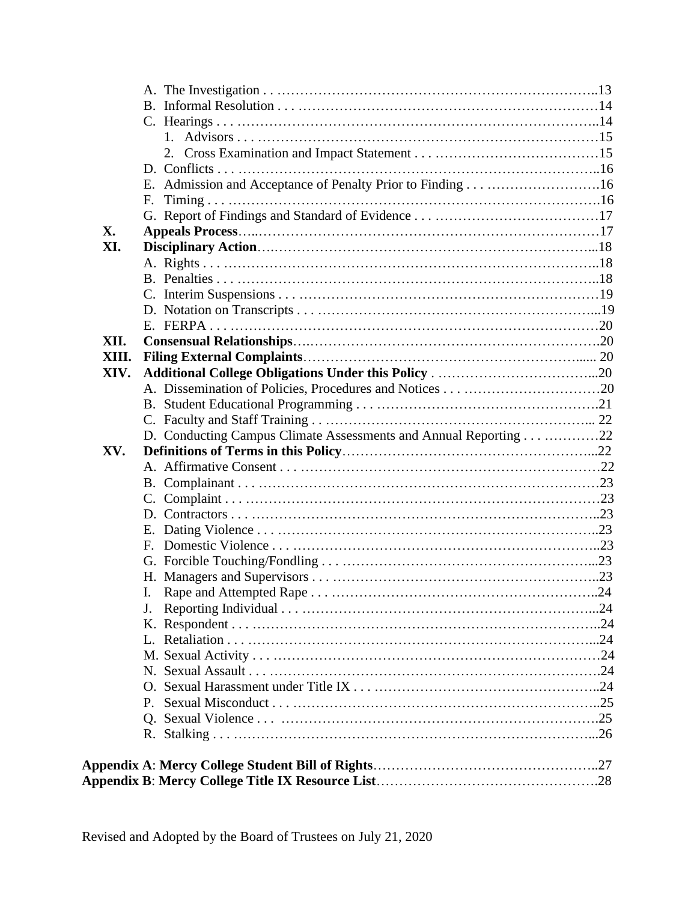- A. The Investigation . . ………………………………………………………………..13
- B. Informal Resolution . . . …………………………………………………………14
- C. Hearings . . . ……………………………………………………………………..14
  1. Advisors . . . ……………………………………………………………………15
  2. Cross Examination and Impact Statement . . . ………………………………15
- D. Conflicts . . . ……………………………………………………………………..16
- E. Admission and Acceptance of Penalty Prior to Finding . . . …………………….16
- F. Timing . . . ………………………………………………………………………….16
- G. Report of Findings and Standard of Evidence . . . ………………………………17

**X. Appeals Process**…..……………………………………………………………………17

**XI. Disciplinary Action**…..………………………………………………………………...18

- A. Rights . . . ………………………………………………………………………..18
- B. Penalties . . . ……………………………………………………………………..18
- C. Interim Suspensions . . . …………………………………………………………19
- D. Notation on Transcripts . . . ……………………………………………………...19
- E. FERPA . . . ……………………………………………………………………….20

**XII. Consensual Relationships**…..………………………………………………………….20

**XIII. Filing External Complaints**…………………………………………………...... 20

**XIV. Additional College Obligations Under this Policy** . ……………………………...20

- A. Dissemination of Policies, Procedures and Notices . . . …………………………20
- B. Student Educational Programming . . . ……………………………………………21
- C. Faculty and Staff Training . . ……………………………………………….... 22
- D. Conducting Campus Climate Assessments and Annual Reporting . . . …………22

**XV. Definitions of Terms in this Policy**………………………………………………...22

- A. Affirmative Consent . . . …………………………………………………………22
- B. Complainant . . . ………………………………………………………………….23
- C. Complaint . . . ……………………………………………………………………23
- D. Contractors . . . …………………………………………………………………..23
- E. Dating Violence . . . ……………………………………………………………..23
- F. Domestic Violence . . . …………………………………………………………..23
- G. Forcible Touching/Fondling . . . ………………………………………………...23
- H. Managers and Supervisors . . . …………………………………………………..23
- I. Rape and Attempted Rape . . . …………………………………………………..24
- J. Reporting Individual . . . ………………………………………………………...24
- K. Respondent . . . …………………………………………………………………..24
- L. Retaliation . . . ……………………………………………………………………...24
- M. Sexual Activity . . . ………………………………………………………………24
- N. Sexual Assault . . . ……………………………………………………………….24
- O. Sexual Harassment under Title IX . . . …………………………………………..24
- P. Sexual Misconduct . . . …………………………………………………………..25
- Q. Sexual Violence . . . …………………………………………………………….25
- R. Stalking . . . ……………………………………………………………………...26

**Appendix A**: **Mercy College Student Bill of Rights**…………………………………………..27

**Appendix B**: **Mercy College Title IX Resource List**………………………………………….28

Revised and Adopted by the Board of Trustees on July 21, 2020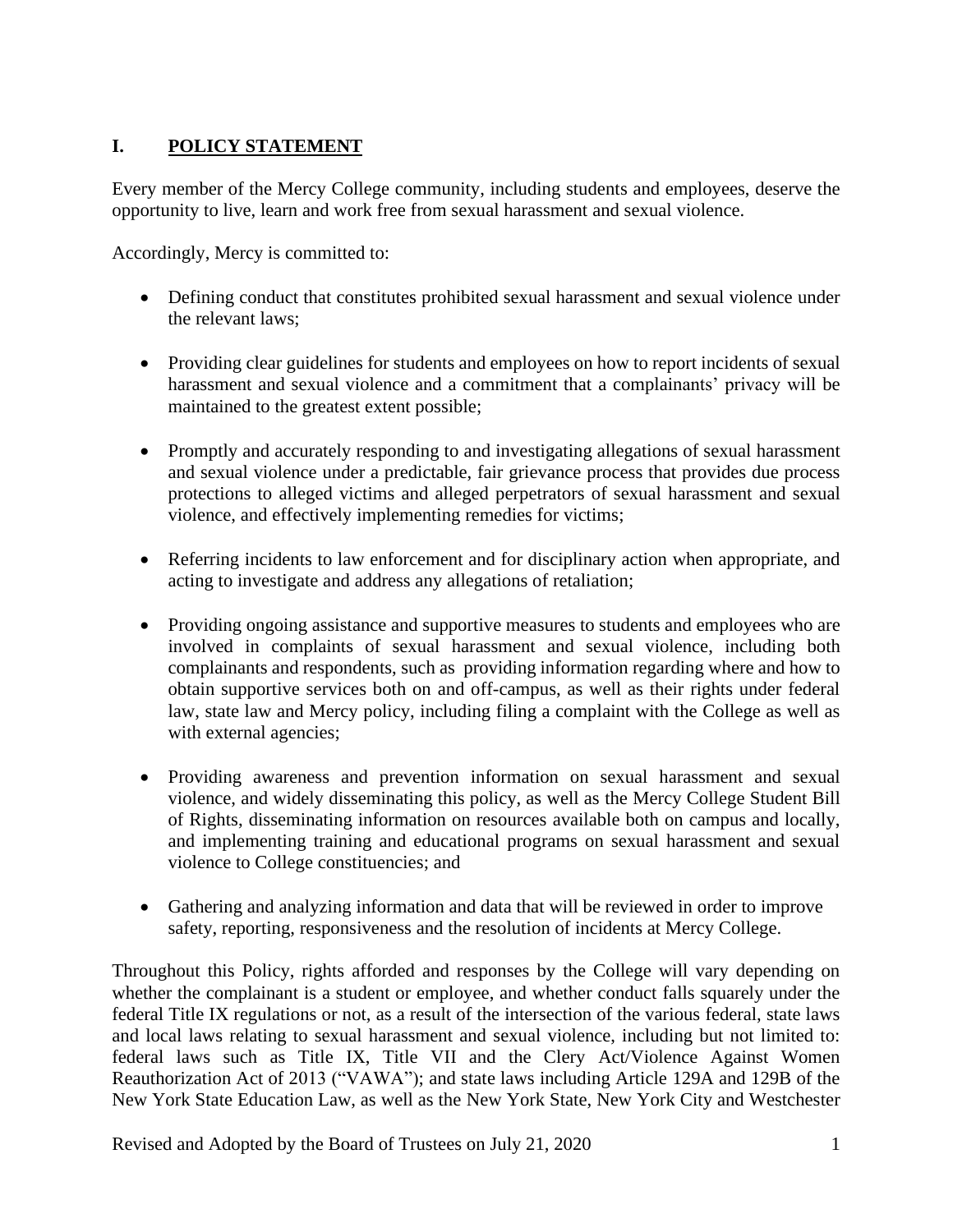## I. POLICY STATEMENT

Every member of the Mercy College community, including students and employees, deserve the opportunity to live, learn and work free from sexual harassment and sexual violence.

Accordingly, Mercy is committed to:

- Defining conduct that constitutes prohibited sexual harassment and sexual violence under the relevant laws;
- Providing clear guidelines for students and employees on how to report incidents of sexual harassment and sexual violence and a commitment that a complainants' privacy will be maintained to the greatest extent possible;
- Promptly and accurately responding to and investigating allegations of sexual harassment and sexual violence under a predictable, fair grievance process that provides due process protections to alleged victims and alleged perpetrators of sexual harassment and sexual violence, and effectively implementing remedies for victims;
- Referring incidents to law enforcement and for disciplinary action when appropriate, and acting to investigate and address any allegations of retaliation;
- Providing ongoing assistance and supportive measures to students and employees who are involved in complaints of sexual harassment and sexual violence, including both complainants and respondents, such as providing information regarding where and how to obtain supportive services both on and off-campus, as well as their rights under federal law, state law and Mercy policy, including filing a complaint with the College as well as with external agencies;
- Providing awareness and prevention information on sexual harassment and sexual violence, and widely disseminating this policy, as well as the Mercy College Student Bill of Rights, disseminating information on resources available both on campus and locally, and implementing training and educational programs on sexual harassment and sexual violence to College constituencies; and
- Gathering and analyzing information and data that will be reviewed in order to improve safety, reporting, responsiveness and the resolution of incidents at Mercy College.

Throughout this Policy, rights afforded and responses by the College will vary depending on whether the complainant is a student or employee, and whether conduct falls squarely under the federal Title IX regulations or not, as a result of the intersection of the various federal, state laws and local laws relating to sexual harassment and sexual violence, including but not limited to: federal laws such as Title IX, Title VII and the Clery Act/Violence Against Women Reauthorization Act of 2013 ("VAWA"); and state laws including Article 129A and 129B of the New York State Education Law, as well as the New York State, New York City and Westchester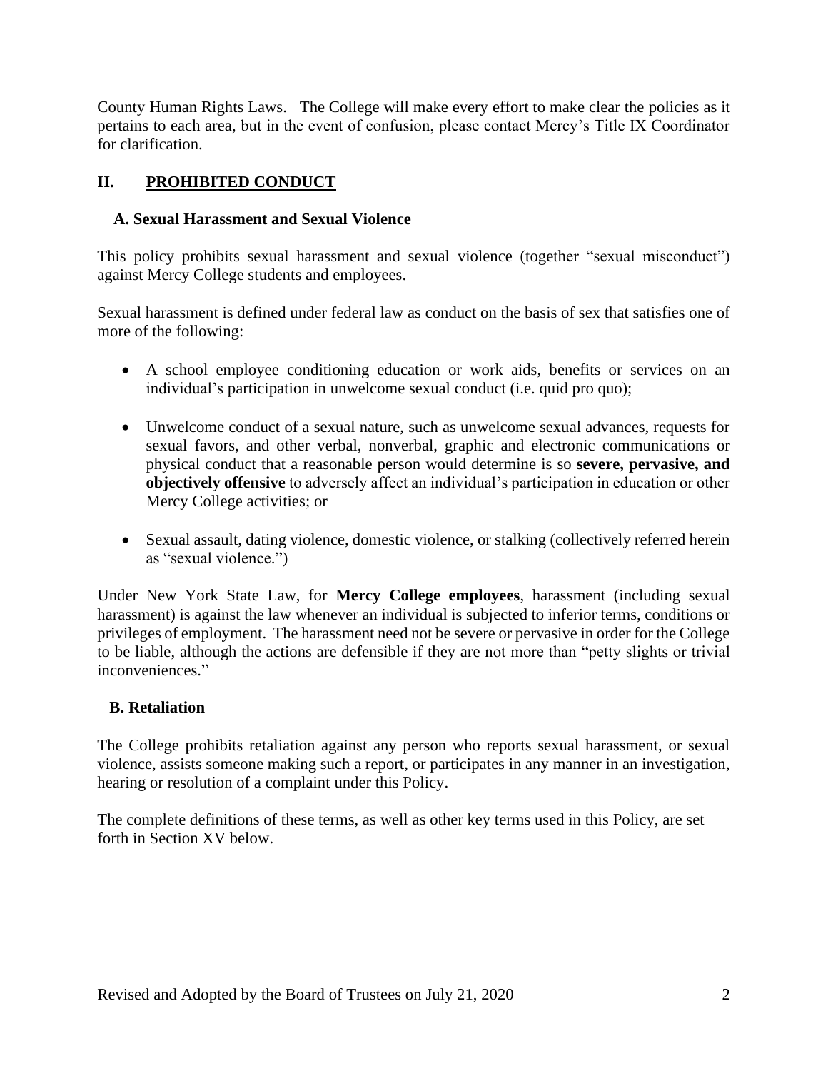County Human Rights Laws. The College will make every effort to make clear the policies as it pertains to each area, but in the event of confusion, please contact Mercy's Title IX Coordinator for clarification.

## II. PROHIBITED CONDUCT

### A. Sexual Harassment and Sexual Violence

This policy prohibits sexual harassment and sexual violence (together "sexual misconduct") against Mercy College students and employees.

Sexual harassment is defined under federal law as conduct on the basis of sex that satisfies one of more of the following:

- A school employee conditioning education or work aids, benefits or services on an individual's participation in unwelcome sexual conduct (i.e. quid pro quo);
- Unwelcome conduct of a sexual nature, such as unwelcome sexual advances, requests for sexual favors, and other verbal, nonverbal, graphic and electronic communications or physical conduct that a reasonable person would determine is so **severe, pervasive, and objectively offensive** to adversely affect an individual's participation in education or other Mercy College activities; or
- Sexual assault, dating violence, domestic violence, or stalking (collectively referred herein as "sexual violence.")

Under New York State Law, for **Mercy College employees**, harassment (including sexual harassment) is against the law whenever an individual is subjected to inferior terms, conditions or privileges of employment. The harassment need not be severe or pervasive in order for the College to be liable, although the actions are defensible if they are not more than "petty slights or trivial inconveniences."

### B. Retaliation

The College prohibits retaliation against any person who reports sexual harassment, or sexual violence, assists someone making such a report, or participates in any manner in an investigation, hearing or resolution of a complaint under this Policy.

The complete definitions of these terms, as well as other key terms used in this Policy, are set forth in Section XV below.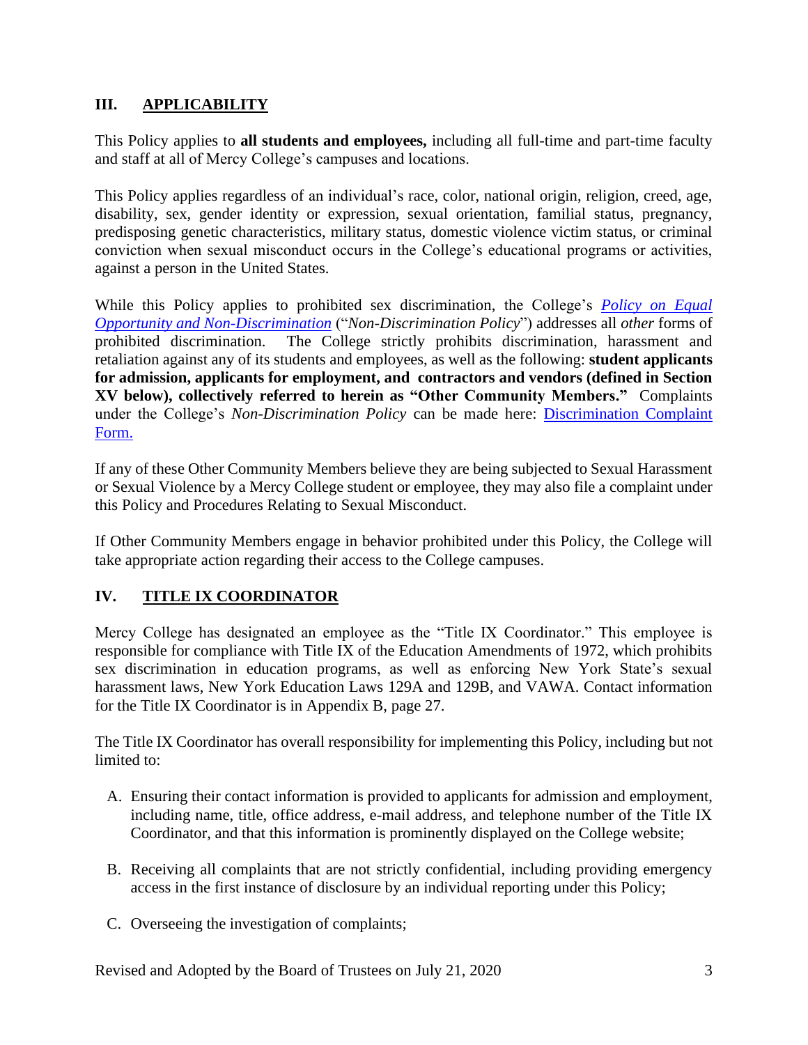## III. APPLICABILITY

This Policy applies to **all students and employees,** including all full-time and part-time faculty and staff at all of Mercy College's campuses and locations.

This Policy applies regardless of an individual's race, color, national origin, religion, creed, age, disability, sex, gender identity or expression, sexual orientation, familial status, pregnancy, predisposing genetic characteristics, military status, domestic violence victim status, or criminal conviction when sexual misconduct occurs in the College's educational programs or activities, against a person in the United States.

While this Policy applies to prohibited sex discrimination, the College's *Policy on Equal Opportunity and Non-Discrimination* ("*Non-Discrimination Policy*") addresses all *other* forms of prohibited discrimination. The College strictly prohibits discrimination, harassment and retaliation against any of its students and employees, as well as the following: **student applicants for admission, applicants for employment, and contractors and vendors (defined in Section XV below), collectively referred to herein as "Other Community Members."** Complaints under the College's *Non-Discrimination Policy* can be made here: Discrimination Complaint Form.

If any of these Other Community Members believe they are being subjected to Sexual Harassment or Sexual Violence by a Mercy College student or employee, they may also file a complaint under this Policy and Procedures Relating to Sexual Misconduct.

If Other Community Members engage in behavior prohibited under this Policy, the College will take appropriate action regarding their access to the College campuses.

## IV. TITLE IX COORDINATOR

Mercy College has designated an employee as the "Title IX Coordinator." This employee is responsible for compliance with Title IX of the Education Amendments of 1972, which prohibits sex discrimination in education programs, as well as enforcing New York State's sexual harassment laws, New York Education Laws 129A and 129B, and VAWA. Contact information for the Title IX Coordinator is in Appendix B, page 27.

The Title IX Coordinator has overall responsibility for implementing this Policy, including but not limited to:

A. Ensuring their contact information is provided to applicants for admission and employment, including name, title, office address, e-mail address, and telephone number of the Title IX Coordinator, and that this information is prominently displayed on the College website;

B. Receiving all complaints that are not strictly confidential, including providing emergency access in the first instance of disclosure by an individual reporting under this Policy;

C. Overseeing the investigation of complaints;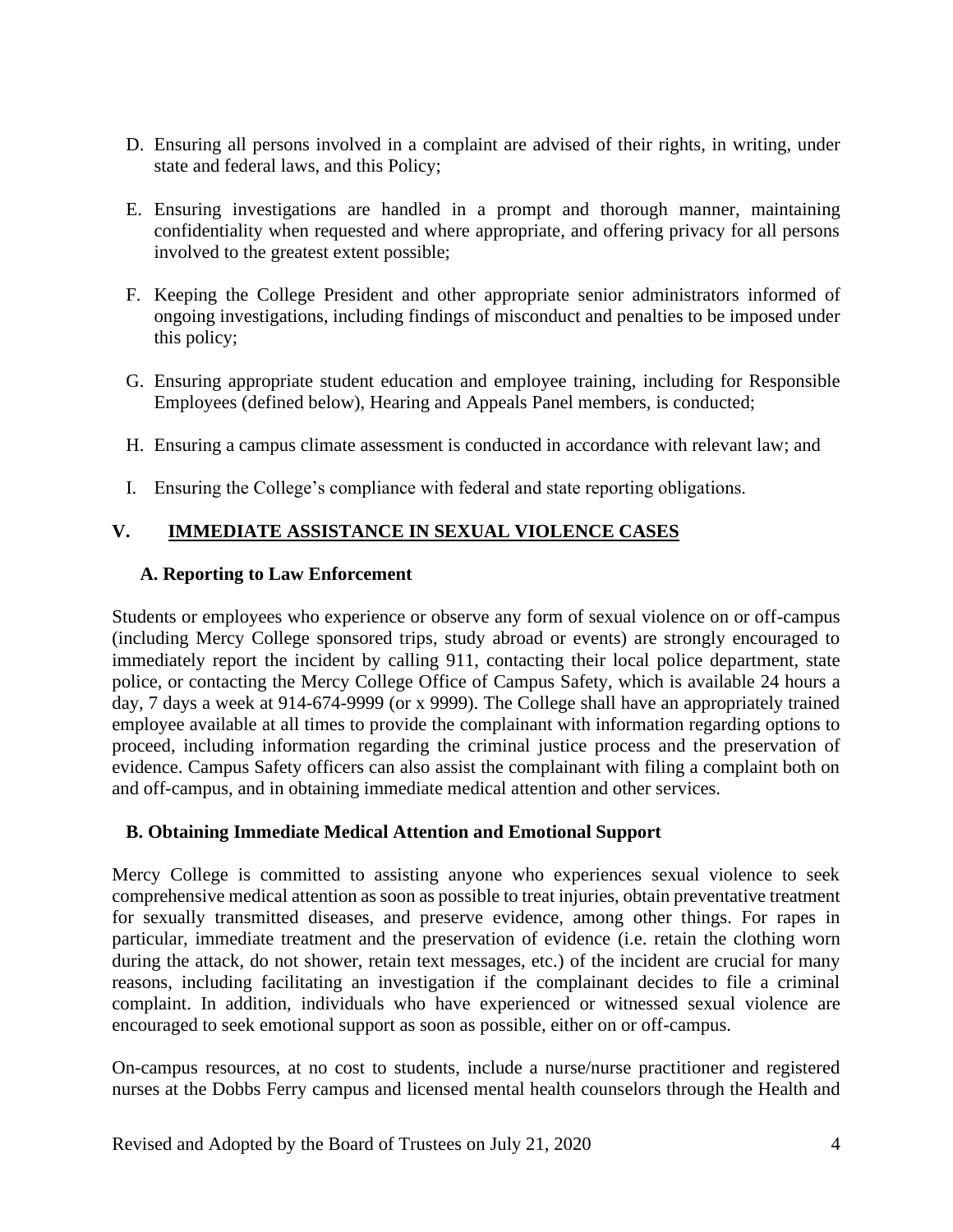D. Ensuring all persons involved in a complaint are advised of their rights, in writing, under state and federal laws, and this Policy;

E. Ensuring investigations are handled in a prompt and thorough manner, maintaining confidentiality when requested and where appropriate, and offering privacy for all persons involved to the greatest extent possible;

F. Keeping the College President and other appropriate senior administrators informed of ongoing investigations, including findings of misconduct and penalties to be imposed under this policy;

G. Ensuring appropriate student education and employee training, including for Responsible Employees (defined below), Hearing and Appeals Panel members, is conducted;

H. Ensuring a campus climate assessment is conducted in accordance with relevant law; and

I. Ensuring the College's compliance with federal and state reporting obligations.

## V. IMMEDIATE ASSISTANCE IN SEXUAL VIOLENCE CASES

### A. Reporting to Law Enforcement

Students or employees who experience or observe any form of sexual violence on or off-campus (including Mercy College sponsored trips, study abroad or events) are strongly encouraged to immediately report the incident by calling 911, contacting their local police department, state police, or contacting the Mercy College Office of Campus Safety, which is available 24 hours a day, 7 days a week at 914-674-9999 (or x 9999). The College shall have an appropriately trained employee available at all times to provide the complainant with information regarding options to proceed, including information regarding the criminal justice process and the preservation of evidence. Campus Safety officers can also assist the complainant with filing a complaint both on and off-campus, and in obtaining immediate medical attention and other services.

### B. Obtaining Immediate Medical Attention and Emotional Support

Mercy College is committed to assisting anyone who experiences sexual violence to seek comprehensive medical attention as soon as possible to treat injuries, obtain preventative treatment for sexually transmitted diseases, and preserve evidence, among other things. For rapes in particular, immediate treatment and the preservation of evidence (i.e. retain the clothing worn during the attack, do not shower, retain text messages, etc.) of the incident are crucial for many reasons, including facilitating an investigation if the complainant decides to file a criminal complaint. In addition, individuals who have experienced or witnessed sexual violence are encouraged to seek emotional support as soon as possible, either on or off-campus.

On-campus resources, at no cost to students, include a nurse/nurse practitioner and registered nurses at the Dobbs Ferry campus and licensed mental health counselors through the Health and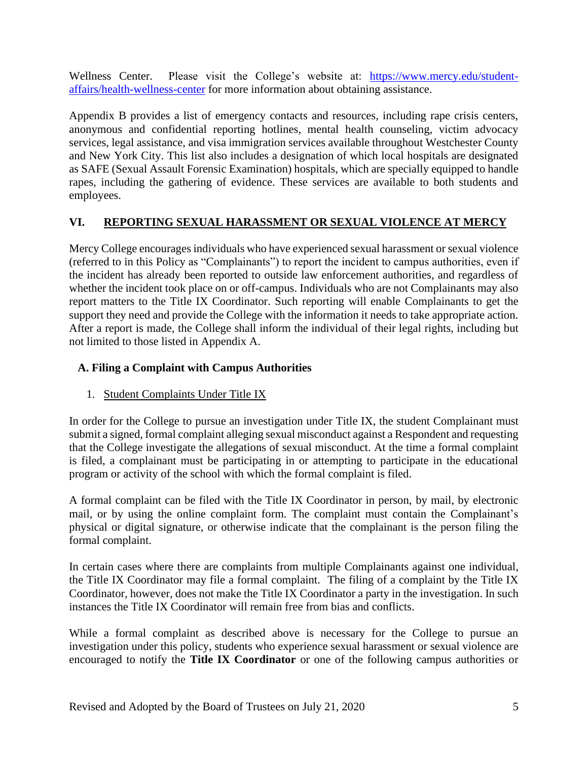Wellness Center. Please visit the College's website at: [https://www.mercy.edu/student-affairs/health-wellness-center](https://www.mercy.edu/student-affairs/health-wellness-center) for more information about obtaining assistance.

Appendix B provides a list of emergency contacts and resources, including rape crisis centers, anonymous and confidential reporting hotlines, mental health counseling, victim advocacy services, legal assistance, and visa immigration services available throughout Westchester County and New York City. This list also includes a designation of which local hospitals are designated as SAFE (Sexual Assault Forensic Examination) hospitals, which are specially equipped to handle rapes, including the gathering of evidence. These services are available to both students and employees.

## VI. REPORTING SEXUAL HARASSMENT OR SEXUAL VIOLENCE AT MERCY

Mercy College encourages individuals who have experienced sexual harassment or sexual violence (referred to in this Policy as "Complainants") to report the incident to campus authorities, even if the incident has already been reported to outside law enforcement authorities, and regardless of whether the incident took place on or off-campus. Individuals who are not Complainants may also report matters to the Title IX Coordinator. Such reporting will enable Complainants to get the support they need and provide the College with the information it needs to take appropriate action. After a report is made, the College shall inform the individual of their legal rights, including but not limited to those listed in Appendix A.

### A. Filing a Complaint with Campus Authorities

1. Student Complaints Under Title IX

In order for the College to pursue an investigation under Title IX, the student Complainant must submit a signed, formal complaint alleging sexual misconduct against a Respondent and requesting that the College investigate the allegations of sexual misconduct. At the time a formal complaint is filed, a complainant must be participating in or attempting to participate in the educational program or activity of the school with which the formal complaint is filed.

A formal complaint can be filed with the Title IX Coordinator in person, by mail, by electronic mail, or by using the online complaint form. The complaint must contain the Complainant's physical or digital signature, or otherwise indicate that the complainant is the person filing the formal complaint.

In certain cases where there are complaints from multiple Complainants against one individual, the Title IX Coordinator may file a formal complaint. The filing of a complaint by the Title IX Coordinator, however, does not make the Title IX Coordinator a party in the investigation. In such instances the Title IX Coordinator will remain free from bias and conflicts.

While a formal complaint as described above is necessary for the College to pursue an investigation under this policy, students who experience sexual harassment or sexual violence are encouraged to notify the **Title IX Coordinator** or one of the following campus authorities or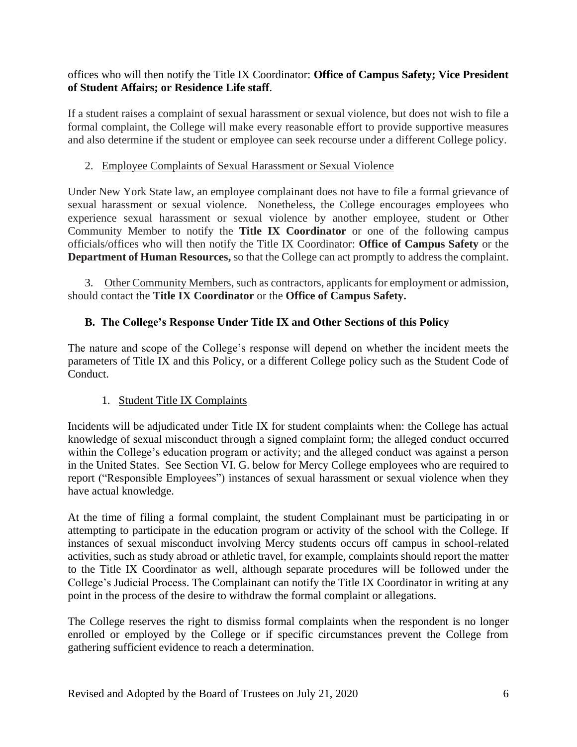offices who will then notify the Title IX Coordinator: **Office of Campus Safety; Vice President of Student Affairs; or Residence Life staff**.

If a student raises a complaint of sexual harassment or sexual violence, but does not wish to file a formal complaint, the College will make every reasonable effort to provide supportive measures and also determine if the student or employee can seek recourse under a different College policy.

2. Employee Complaints of Sexual Harassment or Sexual Violence

Under New York State law, an employee complainant does not have to file a formal grievance of sexual harassment or sexual violence. Nonetheless, the College encourages employees who experience sexual harassment or sexual violence by another employee, student or Other Community Member to notify the **Title IX Coordinator** or one of the following campus officials/offices who will then notify the Title IX Coordinator: **Office of Campus Safety** or the **Department of Human Resources,** so that the College can act promptly to address the complaint.

3. Other Community Members, such as contractors, applicants for employment or admission, should contact the **Title IX Coordinator** or the **Office of Campus Safety.**

### B. The College's Response Under Title IX and Other Sections of this Policy

The nature and scope of the College's response will depend on whether the incident meets the parameters of Title IX and this Policy, or a different College policy such as the Student Code of Conduct.

1. Student Title IX Complaints

Incidents will be adjudicated under Title IX for student complaints when: the College has actual knowledge of sexual misconduct through a signed complaint form; the alleged conduct occurred within the College's education program or activity; and the alleged conduct was against a person in the United States. See Section VI. G. below for Mercy College employees who are required to report ("Responsible Employees") instances of sexual harassment or sexual violence when they have actual knowledge.

At the time of filing a formal complaint, the student Complainant must be participating in or attempting to participate in the education program or activity of the school with the College. If instances of sexual misconduct involving Mercy students occurs off campus in school-related activities, such as study abroad or athletic travel, for example, complaints should report the matter to the Title IX Coordinator as well, although separate procedures will be followed under the College's Judicial Process. The Complainant can notify the Title IX Coordinator in writing at any point in the process of the desire to withdraw the formal complaint or allegations.

The College reserves the right to dismiss formal complaints when the respondent is no longer enrolled or employed by the College or if specific circumstances prevent the College from gathering sufficient evidence to reach a determination.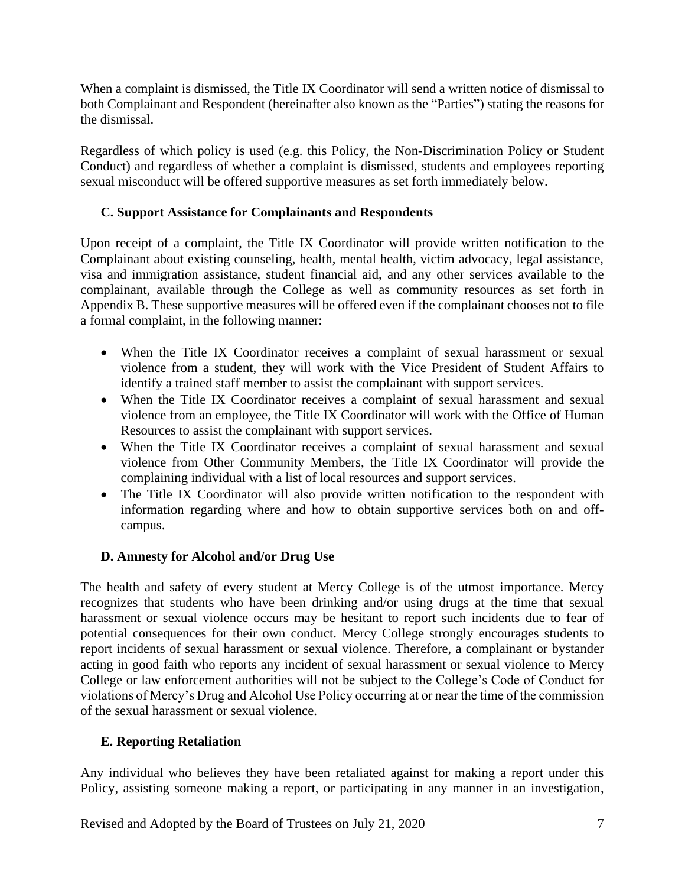When a complaint is dismissed, the Title IX Coordinator will send a written notice of dismissal to both Complainant and Respondent (hereinafter also known as the "Parties") stating the reasons for the dismissal.

Regardless of which policy is used (e.g. this Policy, the Non-Discrimination Policy or Student Conduct) and regardless of whether a complaint is dismissed, students and employees reporting sexual misconduct will be offered supportive measures as set forth immediately below.

### C. Support Assistance for Complainants and Respondents

Upon receipt of a complaint, the Title IX Coordinator will provide written notification to the Complainant about existing counseling, health, mental health, victim advocacy, legal assistance, visa and immigration assistance, student financial aid, and any other services available to the complainant, available through the College as well as community resources as set forth in Appendix B. These supportive measures will be offered even if the complainant chooses not to file a formal complaint, in the following manner:

- When the Title IX Coordinator receives a complaint of sexual harassment or sexual violence from a student, they will work with the Vice President of Student Affairs to identify a trained staff member to assist the complainant with support services.
- When the Title IX Coordinator receives a complaint of sexual harassment and sexual violence from an employee, the Title IX Coordinator will work with the Office of Human Resources to assist the complainant with support services.
- When the Title IX Coordinator receives a complaint of sexual harassment and sexual violence from Other Community Members, the Title IX Coordinator will provide the complaining individual with a list of local resources and support services.
- The Title IX Coordinator will also provide written notification to the respondent with information regarding where and how to obtain supportive services both on and off-campus.

### D. Amnesty for Alcohol and/or Drug Use

The health and safety of every student at Mercy College is of the utmost importance. Mercy recognizes that students who have been drinking and/or using drugs at the time that sexual harassment or sexual violence occurs may be hesitant to report such incidents due to fear of potential consequences for their own conduct. Mercy College strongly encourages students to report incidents of sexual harassment or sexual violence. Therefore, a complainant or bystander acting in good faith who reports any incident of sexual harassment or sexual violence to Mercy College or law enforcement authorities will not be subject to the College's Code of Conduct for violations of Mercy's Drug and Alcohol Use Policy occurring at or near the time of the commission of the sexual harassment or sexual violence.

### E. Reporting Retaliation

Any individual who believes they have been retaliated against for making a report under this Policy, assisting someone making a report, or participating in any manner in an investigation,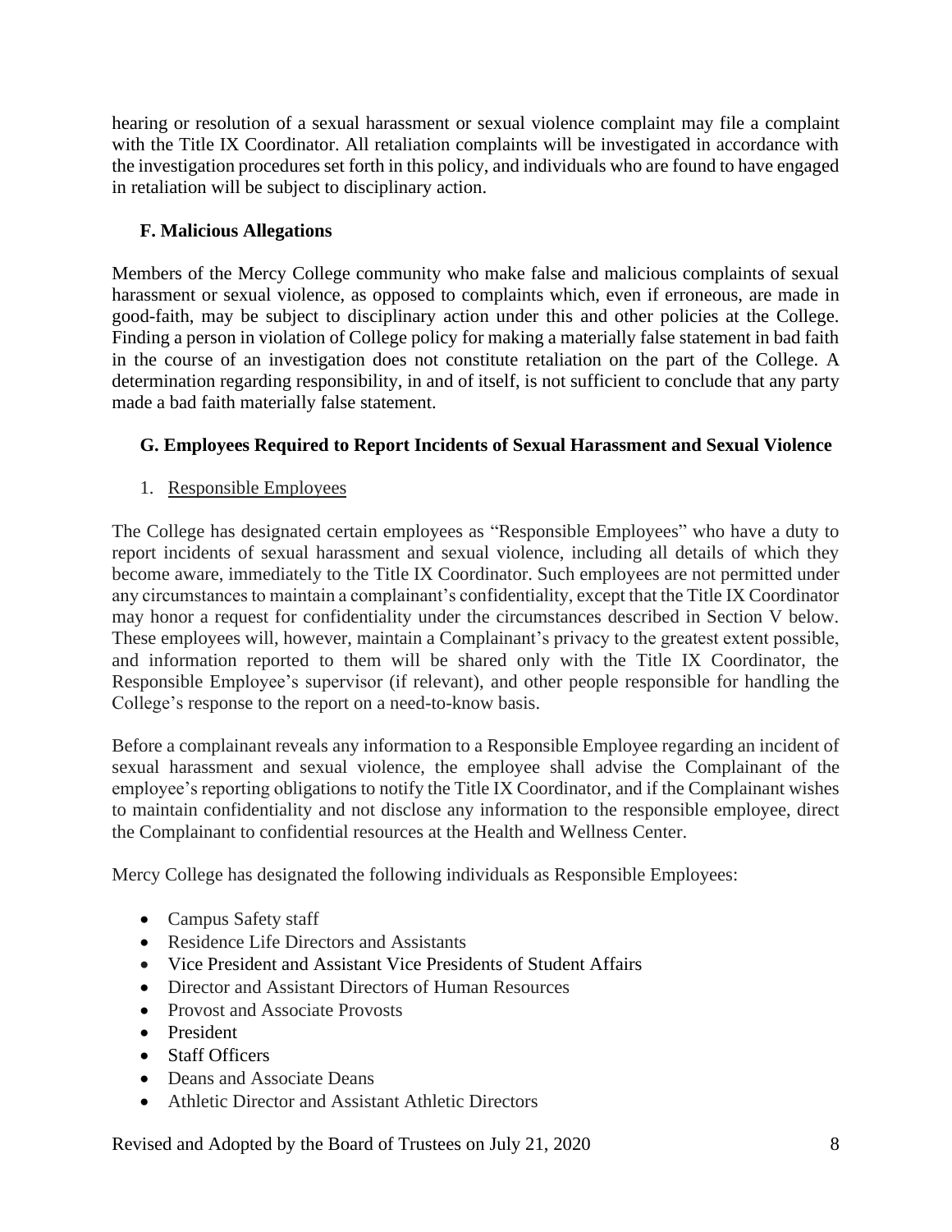hearing or resolution of a sexual harassment or sexual violence complaint may file a complaint with the Title IX Coordinator. All retaliation complaints will be investigated in accordance with the investigation procedures set forth in this policy, and individuals who are found to have engaged in retaliation will be subject to disciplinary action.

### F. Malicious Allegations

Members of the Mercy College community who make false and malicious complaints of sexual harassment or sexual violence, as opposed to complaints which, even if erroneous, are made in good-faith, may be subject to disciplinary action under this and other policies at the College. Finding a person in violation of College policy for making a materially false statement in bad faith in the course of an investigation does not constitute retaliation on the part of the College. A determination regarding responsibility, in and of itself, is not sufficient to conclude that any party made a bad faith materially false statement.

### G. Employees Required to Report Incidents of Sexual Harassment and Sexual Violence

1. Responsible Employees

The College has designated certain employees as "Responsible Employees" who have a duty to report incidents of sexual harassment and sexual violence, including all details of which they become aware, immediately to the Title IX Coordinator. Such employees are not permitted under any circumstances to maintain a complainant's confidentiality, except that the Title IX Coordinator may honor a request for confidentiality under the circumstances described in Section V below. These employees will, however, maintain a Complainant's privacy to the greatest extent possible, and information reported to them will be shared only with the Title IX Coordinator, the Responsible Employee's supervisor (if relevant), and other people responsible for handling the College's response to the report on a need-to-know basis.

Before a complainant reveals any information to a Responsible Employee regarding an incident of sexual harassment and sexual violence, the employee shall advise the Complainant of the employee's reporting obligations to notify the Title IX Coordinator, and if the Complainant wishes to maintain confidentiality and not disclose any information to the responsible employee, direct the Complainant to confidential resources at the Health and Wellness Center.

Mercy College has designated the following individuals as Responsible Employees:

- Campus Safety staff
- Residence Life Directors and Assistants
- Vice President and Assistant Vice Presidents of Student Affairs
- Director and Assistant Directors of Human Resources
- Provost and Associate Provosts
- President
- Staff Officers
- Deans and Associate Deans
- Athletic Director and Assistant Athletic Directors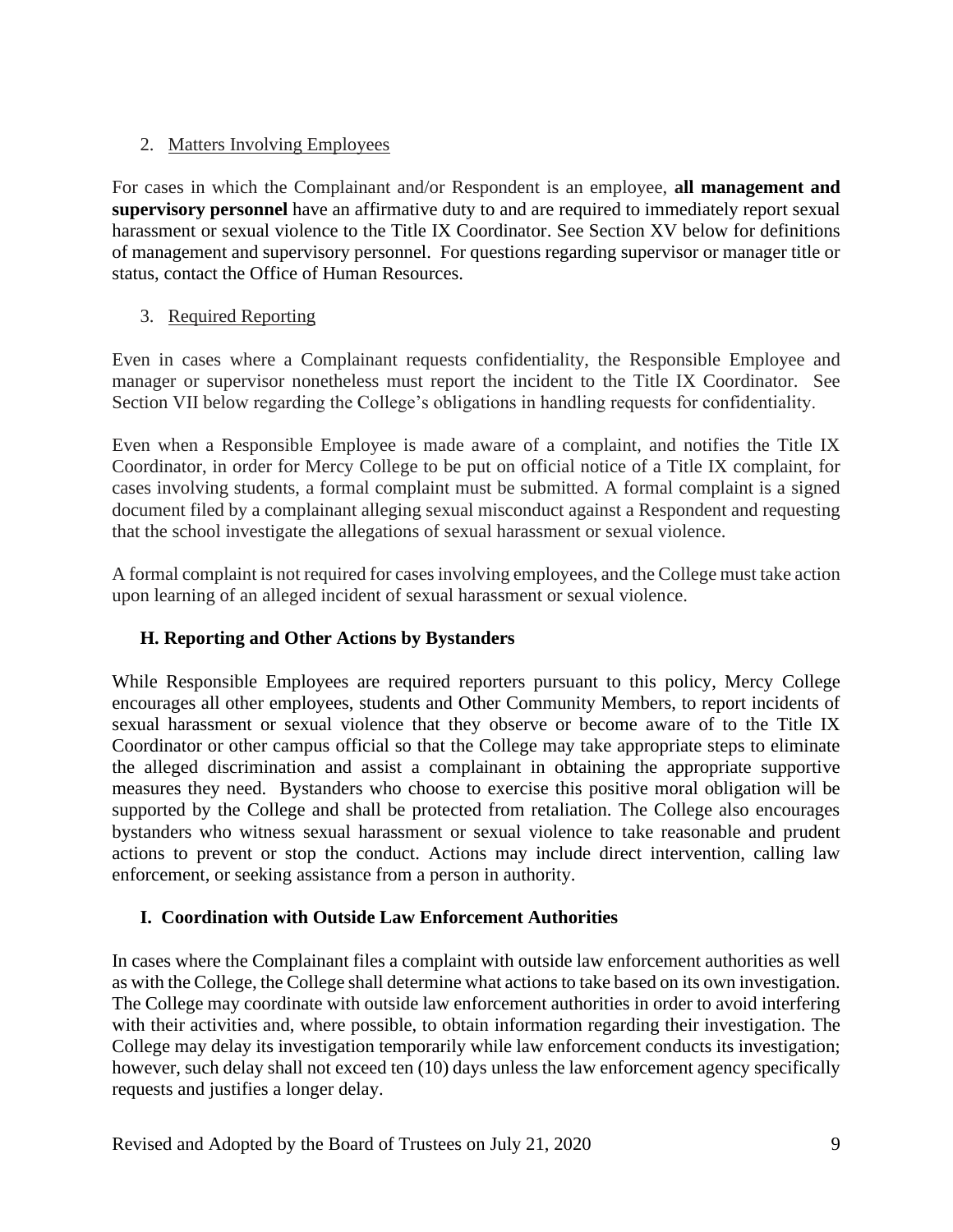2. Matters Involving Employees

For cases in which the Complainant and/or Respondent is an employee, **all management and supervisory personnel** have an affirmative duty to and are required to immediately report sexual harassment or sexual violence to the Title IX Coordinator. See Section XV below for definitions of management and supervisory personnel. For questions regarding supervisor or manager title or status, contact the Office of Human Resources.

3. Required Reporting

Even in cases where a Complainant requests confidentiality, the Responsible Employee and manager or supervisor nonetheless must report the incident to the Title IX Coordinator. See Section VII below regarding the College's obligations in handling requests for confidentiality.

Even when a Responsible Employee is made aware of a complaint, and notifies the Title IX Coordinator, in order for Mercy College to be put on official notice of a Title IX complaint, for cases involving students, a formal complaint must be submitted. A formal complaint is a signed document filed by a complainant alleging sexual misconduct against a Respondent and requesting that the school investigate the allegations of sexual harassment or sexual violence.

A formal complaint is not required for cases involving employees, and the College must take action upon learning of an alleged incident of sexual harassment or sexual violence.

### H. Reporting and Other Actions by Bystanders

While Responsible Employees are required reporters pursuant to this policy, Mercy College encourages all other employees, students and Other Community Members, to report incidents of sexual harassment or sexual violence that they observe or become aware of to the Title IX Coordinator or other campus official so that the College may take appropriate steps to eliminate the alleged discrimination and assist a complainant in obtaining the appropriate supportive measures they need. Bystanders who choose to exercise this positive moral obligation will be supported by the College and shall be protected from retaliation. The College also encourages bystanders who witness sexual harassment or sexual violence to take reasonable and prudent actions to prevent or stop the conduct. Actions may include direct intervention, calling law enforcement, or seeking assistance from a person in authority.

### I. Coordination with Outside Law Enforcement Authorities

In cases where the Complainant files a complaint with outside law enforcement authorities as well as with the College, the College shall determine what actions to take based on its own investigation. The College may coordinate with outside law enforcement authorities in order to avoid interfering with their activities and, where possible, to obtain information regarding their investigation. The College may delay its investigation temporarily while law enforcement conducts its investigation; however, such delay shall not exceed ten (10) days unless the law enforcement agency specifically requests and justifies a longer delay.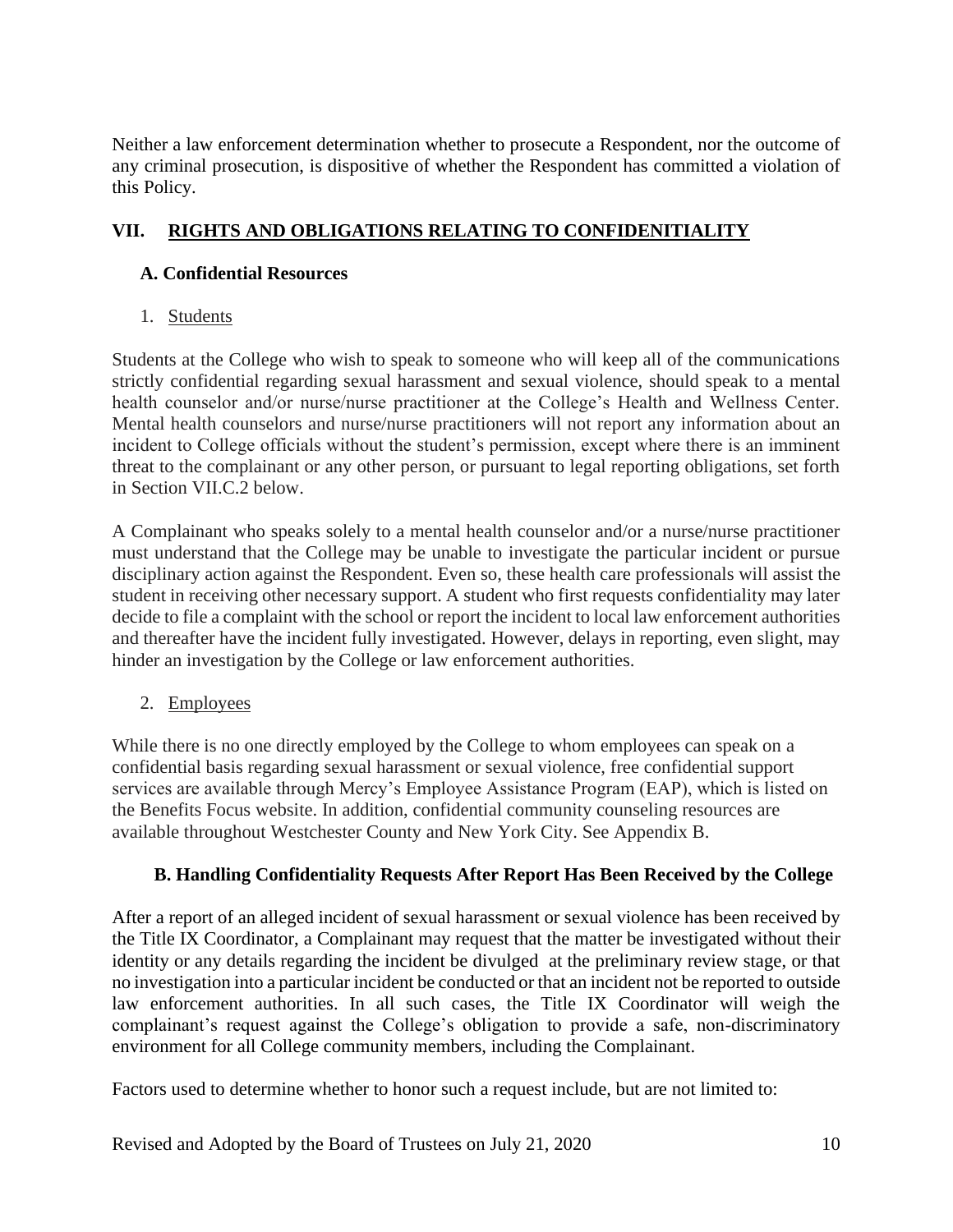Neither a law enforcement determination whether to prosecute a Respondent, nor the outcome of any criminal prosecution, is dispositive of whether the Respondent has committed a violation of this Policy.

## VII. RIGHTS AND OBLIGATIONS RELATING TO CONFIDENITIALITY

### A. Confidential Resources

1. Students

Students at the College who wish to speak to someone who will keep all of the communications strictly confidential regarding sexual harassment and sexual violence, should speak to a mental health counselor and/or nurse/nurse practitioner at the College's Health and Wellness Center. Mental health counselors and nurse/nurse practitioners will not report any information about an incident to College officials without the student's permission, except where there is an imminent threat to the complainant or any other person, or pursuant to legal reporting obligations, set forth in Section VII.C.2 below.

A Complainant who speaks solely to a mental health counselor and/or a nurse/nurse practitioner must understand that the College may be unable to investigate the particular incident or pursue disciplinary action against the Respondent. Even so, these health care professionals will assist the student in receiving other necessary support. A student who first requests confidentiality may later decide to file a complaint with the school or report the incident to local law enforcement authorities and thereafter have the incident fully investigated. However, delays in reporting, even slight, may hinder an investigation by the College or law enforcement authorities.

2. Employees

While there is no one directly employed by the College to whom employees can speak on a confidential basis regarding sexual harassment or sexual violence, free confidential support services are available through Mercy's Employee Assistance Program (EAP), which is listed on the Benefits Focus website. In addition, confidential community counseling resources are available throughout Westchester County and New York City. See Appendix B.

### B. Handling Confidentiality Requests After Report Has Been Received by the College

After a report of an alleged incident of sexual harassment or sexual violence has been received by the Title IX Coordinator, a Complainant may request that the matter be investigated without their identity or any details regarding the incident be divulged at the preliminary review stage, or that no investigation into a particular incident be conducted or that an incident not be reported to outside law enforcement authorities. In all such cases, the Title IX Coordinator will weigh the complainant's request against the College's obligation to provide a safe, non-discriminatory environment for all College community members, including the Complainant.

Factors used to determine whether to honor such a request include, but are not limited to: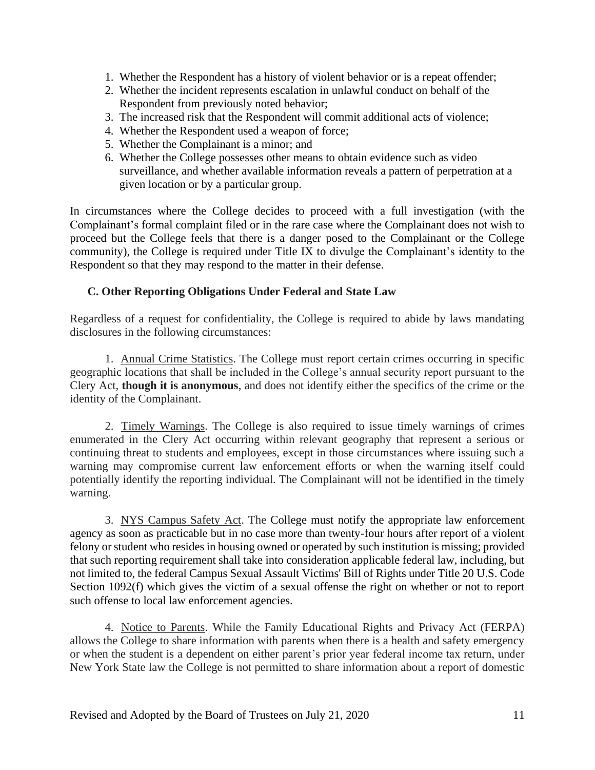1. Whether the Respondent has a history of violent behavior or is a repeat offender;
2. Whether the incident represents escalation in unlawful conduct on behalf of the Respondent from previously noted behavior;
3. The increased risk that the Respondent will commit additional acts of violence;
4. Whether the Respondent used a weapon of force;
5. Whether the Complainant is a minor; and
6. Whether the College possesses other means to obtain evidence such as video surveillance, and whether available information reveals a pattern of perpetration at a given location or by a particular group.

In circumstances where the College decides to proceed with a full investigation (with the Complainant's formal complaint filed or in the rare case where the Complainant does not wish to proceed but the College feels that there is a danger posed to the Complainant or the College community), the College is required under Title IX to divulge the Complainant's identity to the Respondent so that they may respond to the matter in their defense.

### C. Other Reporting Obligations Under Federal and State Law

Regardless of a request for confidentiality, the College is required to abide by laws mandating disclosures in the following circumstances:

1. Annual Crime Statistics. The College must report certain crimes occurring in specific geographic locations that shall be included in the College's annual security report pursuant to the Clery Act, **though it is anonymous**, and does not identify either the specifics of the crime or the identity of the Complainant.

2. Timely Warnings. The College is also required to issue timely warnings of crimes enumerated in the Clery Act occurring within relevant geography that represent a serious or continuing threat to students and employees, except in those circumstances where issuing such a warning may compromise current law enforcement efforts or when the warning itself could potentially identify the reporting individual. The Complainant will not be identified in the timely warning.

3. NYS Campus Safety Act. The College must notify the appropriate law enforcement agency as soon as practicable but in no case more than twenty-four hours after report of a violent felony or student who resides in housing owned or operated by such institution is missing; provided that such reporting requirement shall take into consideration applicable federal law, including, but not limited to, the federal Campus Sexual Assault Victims' Bill of Rights under Title 20 U.S. Code Section 1092(f) which gives the victim of a sexual offense the right on whether or not to report such offense to local law enforcement agencies.

4. Notice to Parents. While the Family Educational Rights and Privacy Act (FERPA) allows the College to share information with parents when there is a health and safety emergency or when the student is a dependent on either parent's prior year federal income tax return, under New York State law the College is not permitted to share information about a report of domestic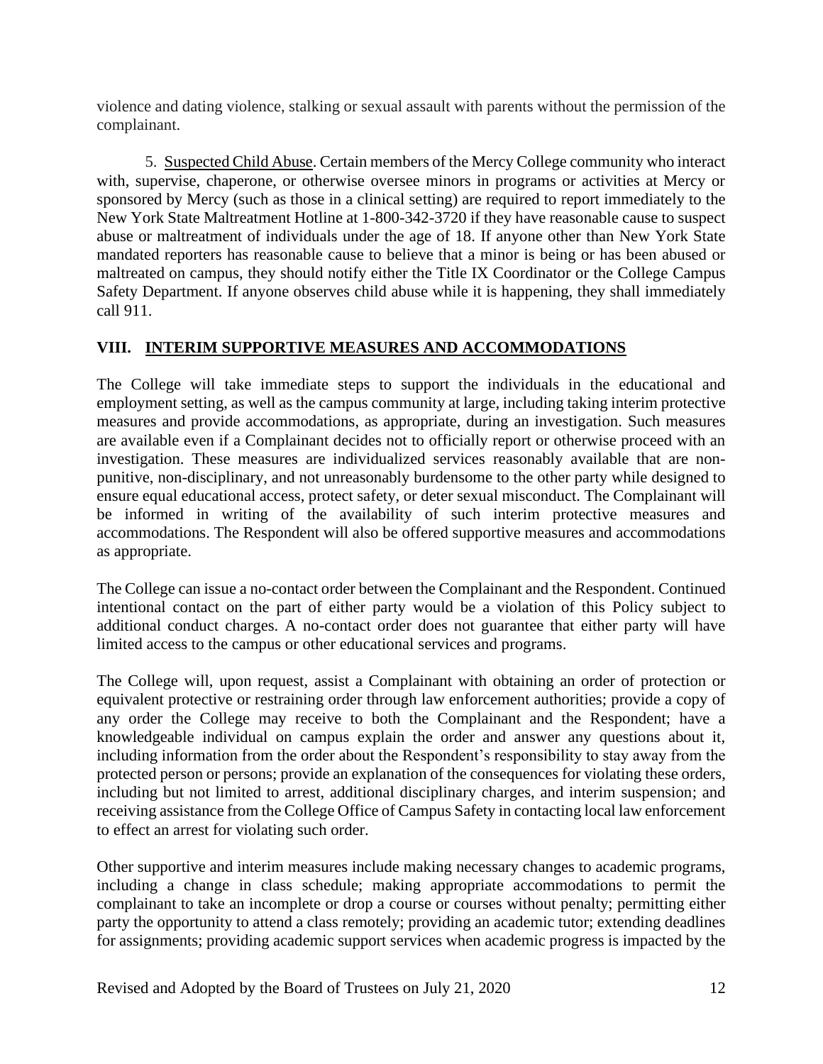violence and dating violence, stalking or sexual assault with parents without the permission of the complainant.

5. Suspected Child Abuse. Certain members of the Mercy College community who interact with, supervise, chaperone, or otherwise oversee minors in programs or activities at Mercy or sponsored by Mercy (such as those in a clinical setting) are required to report immediately to the New York State Maltreatment Hotline at 1-800-342-3720 if they have reasonable cause to suspect abuse or maltreatment of individuals under the age of 18. If anyone other than New York State mandated reporters has reasonable cause to believe that a minor is being or has been abused or maltreated on campus, they should notify either the Title IX Coordinator or the College Campus Safety Department. If anyone observes child abuse while it is happening, they shall immediately call 911.

## VIII. INTERIM SUPPORTIVE MEASURES AND ACCOMMODATIONS

The College will take immediate steps to support the individuals in the educational and employment setting, as well as the campus community at large, including taking interim protective measures and provide accommodations, as appropriate, during an investigation. Such measures are available even if a Complainant decides not to officially report or otherwise proceed with an investigation. These measures are individualized services reasonably available that are non-punitive, non-disciplinary, and not unreasonably burdensome to the other party while designed to ensure equal educational access, protect safety, or deter sexual misconduct. The Complainant will be informed in writing of the availability of such interim protective measures and accommodations. The Respondent will also be offered supportive measures and accommodations as appropriate.

The College can issue a no-contact order between the Complainant and the Respondent. Continued intentional contact on the part of either party would be a violation of this Policy subject to additional conduct charges. A no-contact order does not guarantee that either party will have limited access to the campus or other educational services and programs.

The College will, upon request, assist a Complainant with obtaining an order of protection or equivalent protective or restraining order through law enforcement authorities; provide a copy of any order the College may receive to both the Complainant and the Respondent; have a knowledgeable individual on campus explain the order and answer any questions about it, including information from the order about the Respondent's responsibility to stay away from the protected person or persons; provide an explanation of the consequences for violating these orders, including but not limited to arrest, additional disciplinary charges, and interim suspension; and receiving assistance from the College Office of Campus Safety in contacting local law enforcement to effect an arrest for violating such order.

Other supportive and interim measures include making necessary changes to academic programs, including a change in class schedule; making appropriate accommodations to permit the complainant to take an incomplete or drop a course or courses without penalty; permitting either party the opportunity to attend a class remotely; providing an academic tutor; extending deadlines for assignments; providing academic support services when academic progress is impacted by the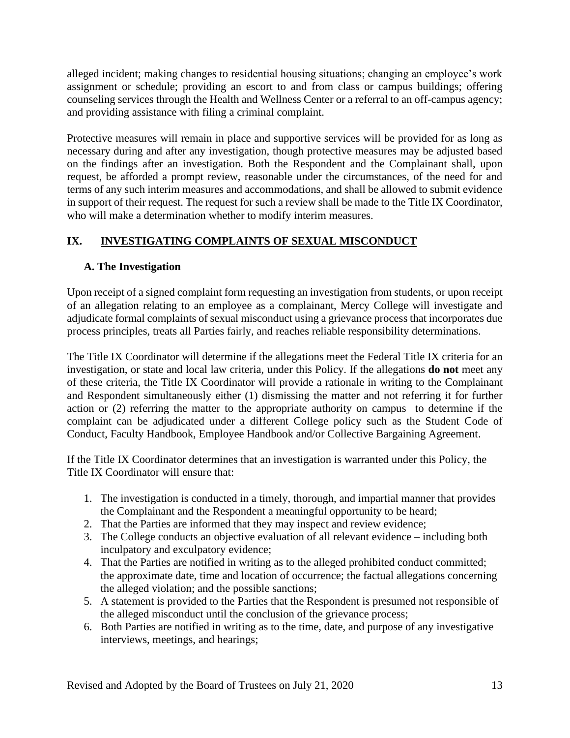alleged incident; making changes to residential housing situations; changing an employee's work assignment or schedule; providing an escort to and from class or campus buildings; offering counseling services through the Health and Wellness Center or a referral to an off-campus agency; and providing assistance with filing a criminal complaint.

Protective measures will remain in place and supportive services will be provided for as long as necessary during and after any investigation, though protective measures may be adjusted based on the findings after an investigation. Both the Respondent and the Complainant shall, upon request, be afforded a prompt review, reasonable under the circumstances, of the need for and terms of any such interim measures and accommodations, and shall be allowed to submit evidence in support of their request. The request for such a review shall be made to the Title IX Coordinator, who will make a determination whether to modify interim measures.

## IX. INVESTIGATING COMPLAINTS OF SEXUAL MISCONDUCT

### A. The Investigation

Upon receipt of a signed complaint form requesting an investigation from students, or upon receipt of an allegation relating to an employee as a complainant, Mercy College will investigate and adjudicate formal complaints of sexual misconduct using a grievance process that incorporates due process principles, treats all Parties fairly, and reaches reliable responsibility determinations.

The Title IX Coordinator will determine if the allegations meet the Federal Title IX criteria for an investigation, or state and local law criteria, under this Policy. If the allegations **do not** meet any of these criteria, the Title IX Coordinator will provide a rationale in writing to the Complainant and Respondent simultaneously either (1) dismissing the matter and not referring it for further action or (2) referring the matter to the appropriate authority on campus to determine if the complaint can be adjudicated under a different College policy such as the Student Code of Conduct, Faculty Handbook, Employee Handbook and/or Collective Bargaining Agreement.

If the Title IX Coordinator determines that an investigation is warranted under this Policy, the Title IX Coordinator will ensure that:

1. The investigation is conducted in a timely, thorough, and impartial manner that provides the Complainant and the Respondent a meaningful opportunity to be heard;
2. That the Parties are informed that they may inspect and review evidence;
3. The College conducts an objective evaluation of all relevant evidence – including both inculpatory and exculpatory evidence;
4. That the Parties are notified in writing as to the alleged prohibited conduct committed; the approximate date, time and location of occurrence; the factual allegations concerning the alleged violation; and the possible sanctions;
5. A statement is provided to the Parties that the Respondent is presumed not responsible of the alleged misconduct until the conclusion of the grievance process;
6. Both Parties are notified in writing as to the time, date, and purpose of any investigative interviews, meetings, and hearings;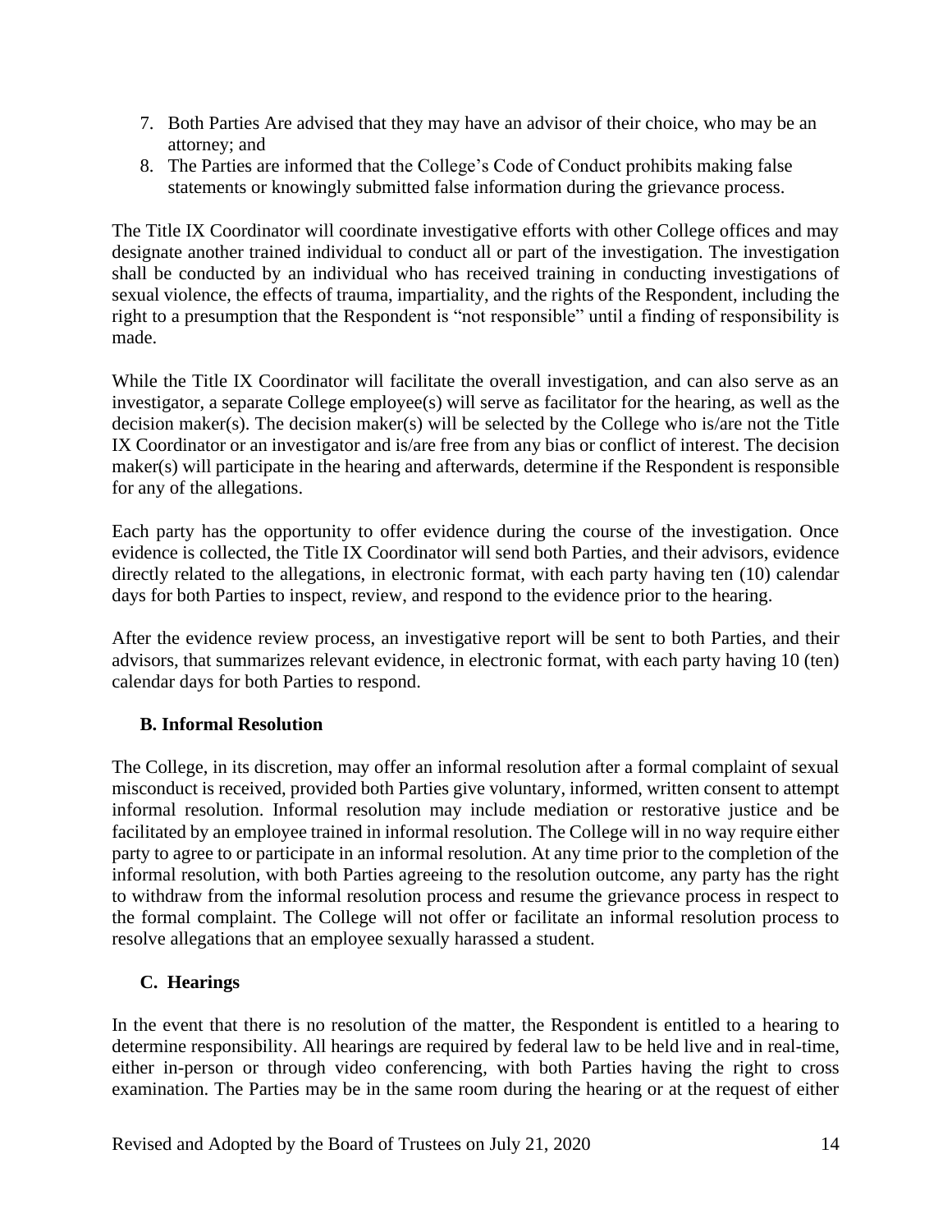7. Both Parties Are advised that they may have an advisor of their choice, who may be an attorney; and
8. The Parties are informed that the College's Code of Conduct prohibits making false statements or knowingly submitted false information during the grievance process.

The Title IX Coordinator will coordinate investigative efforts with other College offices and may designate another trained individual to conduct all or part of the investigation. The investigation shall be conducted by an individual who has received training in conducting investigations of sexual violence, the effects of trauma, impartiality, and the rights of the Respondent, including the right to a presumption that the Respondent is "not responsible" until a finding of responsibility is made.

While the Title IX Coordinator will facilitate the overall investigation, and can also serve as an investigator, a separate College employee(s) will serve as facilitator for the hearing, as well as the decision maker(s). The decision maker(s) will be selected by the College who is/are not the Title IX Coordinator or an investigator and is/are free from any bias or conflict of interest. The decision maker(s) will participate in the hearing and afterwards, determine if the Respondent is responsible for any of the allegations.

Each party has the opportunity to offer evidence during the course of the investigation. Once evidence is collected, the Title IX Coordinator will send both Parties, and their advisors, evidence directly related to the allegations, in electronic format, with each party having ten (10) calendar days for both Parties to inspect, review, and respond to the evidence prior to the hearing.

After the evidence review process, an investigative report will be sent to both Parties, and their advisors, that summarizes relevant evidence, in electronic format, with each party having 10 (ten) calendar days for both Parties to respond.

### B. Informal Resolution

The College, in its discretion, may offer an informal resolution after a formal complaint of sexual misconduct is received, provided both Parties give voluntary, informed, written consent to attempt informal resolution. Informal resolution may include mediation or restorative justice and be facilitated by an employee trained in informal resolution. The College will in no way require either party to agree to or participate in an informal resolution. At any time prior to the completion of the informal resolution, with both Parties agreeing to the resolution outcome, any party has the right to withdraw from the informal resolution process and resume the grievance process in respect to the formal complaint. The College will not offer or facilitate an informal resolution process to resolve allegations that an employee sexually harassed a student.

### C. Hearings

In the event that there is no resolution of the matter, the Respondent is entitled to a hearing to determine responsibility. All hearings are required by federal law to be held live and in real-time, either in-person or through video conferencing, with both Parties having the right to cross examination. The Parties may be in the same room during the hearing or at the request of either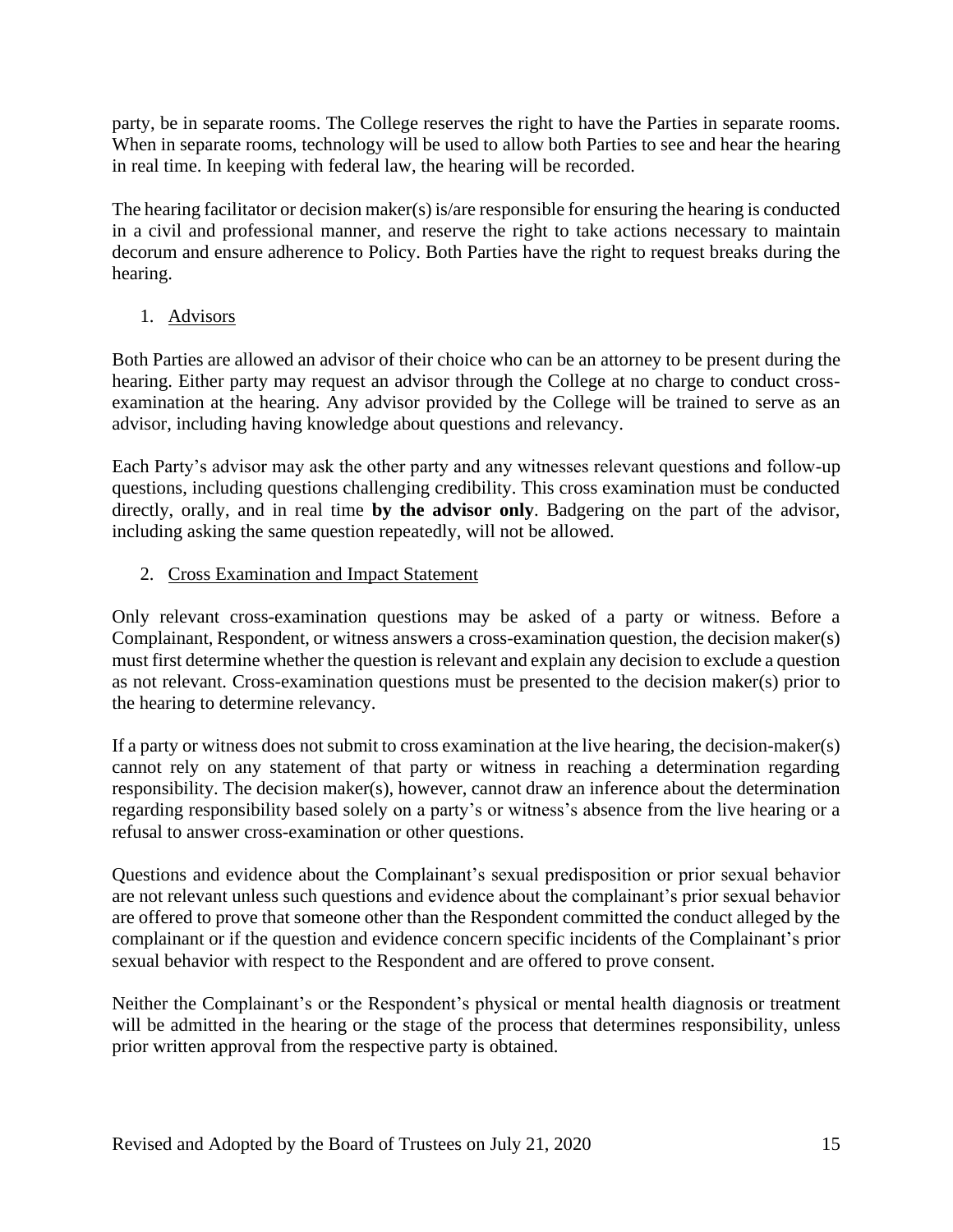party, be in separate rooms. The College reserves the right to have the Parties in separate rooms. When in separate rooms, technology will be used to allow both Parties to see and hear the hearing in real time. In keeping with federal law, the hearing will be recorded.

The hearing facilitator or decision maker(s) is/are responsible for ensuring the hearing is conducted in a civil and professional manner, and reserve the right to take actions necessary to maintain decorum and ensure adherence to Policy. Both Parties have the right to request breaks during the hearing.

1. <u>Advisors</u>

Both Parties are allowed an advisor of their choice who can be an attorney to be present during the hearing. Either party may request an advisor through the College at no charge to conduct cross-examination at the hearing. Any advisor provided by the College will be trained to serve as an advisor, including having knowledge about questions and relevancy.

Each Party's advisor may ask the other party and any witnesses relevant questions and follow-up questions, including questions challenging credibility. This cross examination must be conducted directly, orally, and in real time **by the advisor only**. Badgering on the part of the advisor, including asking the same question repeatedly, will not be allowed.

2. <u>Cross Examination and Impact Statement</u>

Only relevant cross-examination questions may be asked of a party or witness. Before a Complainant, Respondent, or witness answers a cross-examination question, the decision maker(s) must first determine whether the question is relevant and explain any decision to exclude a question as not relevant. Cross-examination questions must be presented to the decision maker(s) prior to the hearing to determine relevancy.

If a party or witness does not submit to cross examination at the live hearing, the decision-maker(s) cannot rely on any statement of that party or witness in reaching a determination regarding responsibility. The decision maker(s), however, cannot draw an inference about the determination regarding responsibility based solely on a party's or witness's absence from the live hearing or a refusal to answer cross-examination or other questions.

Questions and evidence about the Complainant's sexual predisposition or prior sexual behavior are not relevant unless such questions and evidence about the complainant's prior sexual behavior are offered to prove that someone other than the Respondent committed the conduct alleged by the complainant or if the question and evidence concern specific incidents of the Complainant's prior sexual behavior with respect to the Respondent and are offered to prove consent.

Neither the Complainant's or the Respondent's physical or mental health diagnosis or treatment will be admitted in the hearing or the stage of the process that determines responsibility, unless prior written approval from the respective party is obtained.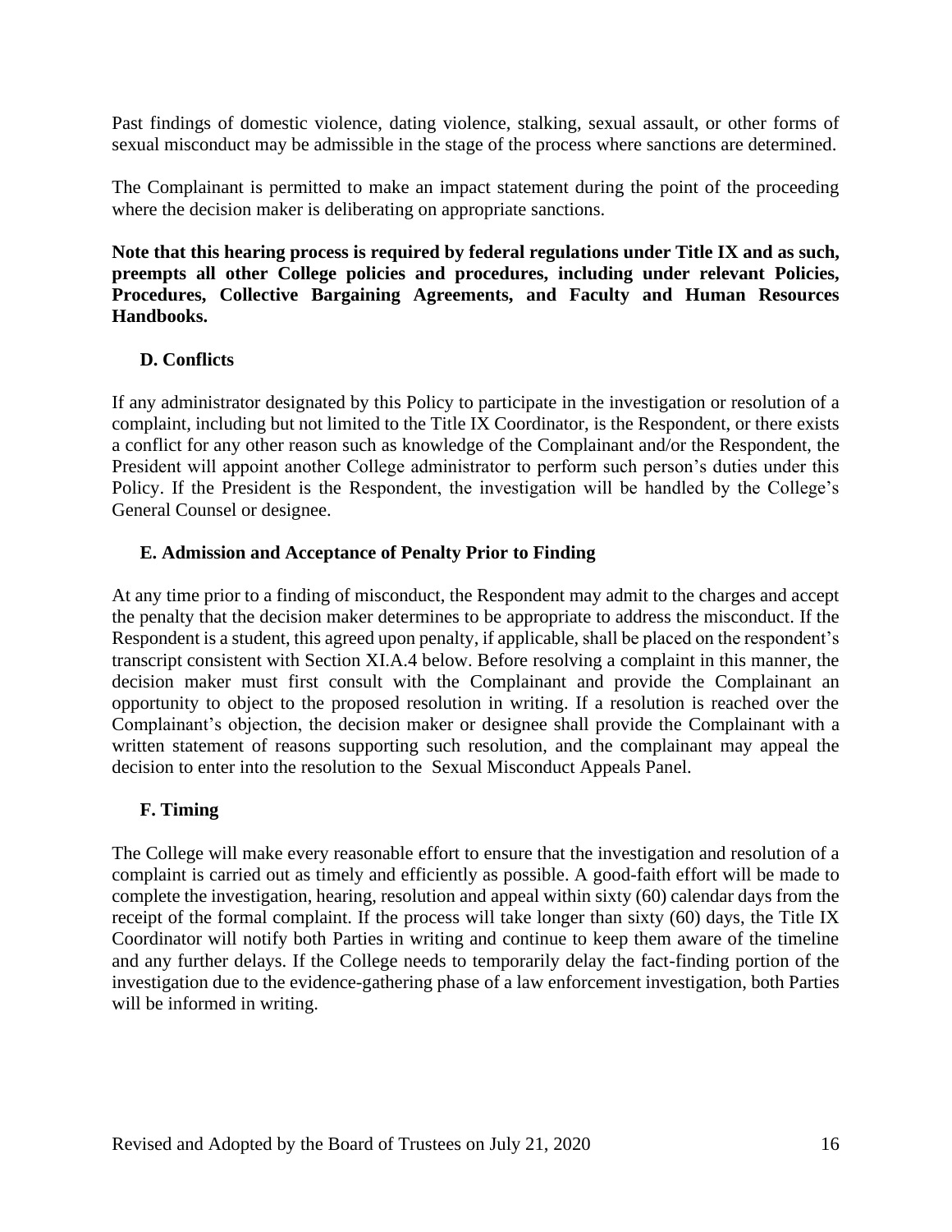Past findings of domestic violence, dating violence, stalking, sexual assault, or other forms of sexual misconduct may be admissible in the stage of the process where sanctions are determined.

The Complainant is permitted to make an impact statement during the point of the proceeding where the decision maker is deliberating on appropriate sanctions.

**Note that this hearing process is required by federal regulations under Title IX and as such, preempts all other College policies and procedures, including under relevant Policies, Procedures, Collective Bargaining Agreements, and Faculty and Human Resources Handbooks.**

### D. Conflicts

If any administrator designated by this Policy to participate in the investigation or resolution of a complaint, including but not limited to the Title IX Coordinator, is the Respondent, or there exists a conflict for any other reason such as knowledge of the Complainant and/or the Respondent, the President will appoint another College administrator to perform such person's duties under this Policy. If the President is the Respondent, the investigation will be handled by the College's General Counsel or designee.

### E. Admission and Acceptance of Penalty Prior to Finding

At any time prior to a finding of misconduct, the Respondent may admit to the charges and accept the penalty that the decision maker determines to be appropriate to address the misconduct. If the Respondent is a student, this agreed upon penalty, if applicable, shall be placed on the respondent's transcript consistent with Section XI.A.4 below. Before resolving a complaint in this manner, the decision maker must first consult with the Complainant and provide the Complainant an opportunity to object to the proposed resolution in writing. If a resolution is reached over the Complainant's objection, the decision maker or designee shall provide the Complainant with a written statement of reasons supporting such resolution, and the complainant may appeal the decision to enter into the resolution to the Sexual Misconduct Appeals Panel.

### F. Timing

The College will make every reasonable effort to ensure that the investigation and resolution of a complaint is carried out as timely and efficiently as possible. A good-faith effort will be made to complete the investigation, hearing, resolution and appeal within sixty (60) calendar days from the receipt of the formal complaint. If the process will take longer than sixty (60) days, the Title IX Coordinator will notify both Parties in writing and continue to keep them aware of the timeline and any further delays. If the College needs to temporarily delay the fact-finding portion of the investigation due to the evidence-gathering phase of a law enforcement investigation, both Parties will be informed in writing.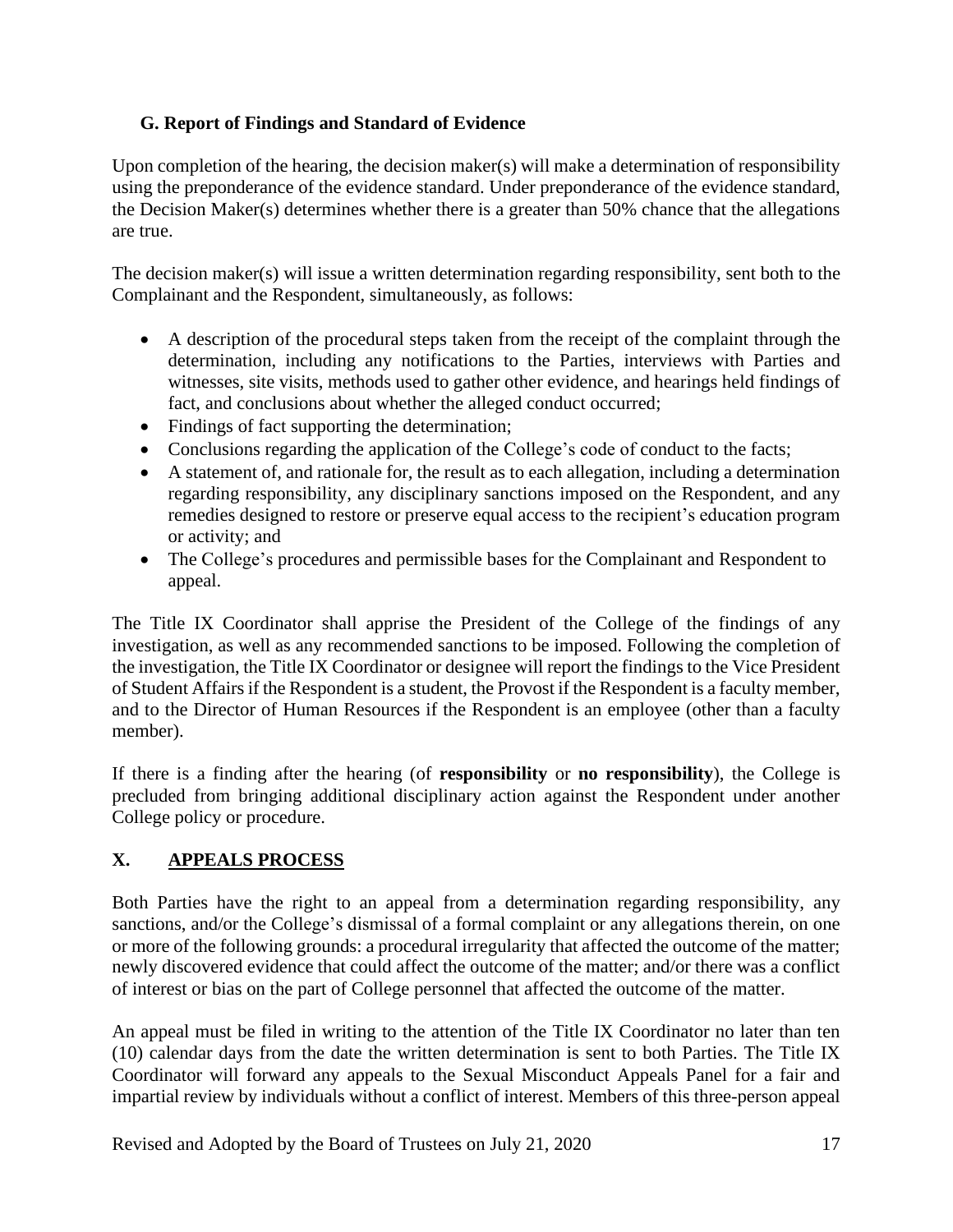### G. Report of Findings and Standard of Evidence

Upon completion of the hearing, the decision maker(s) will make a determination of responsibility using the preponderance of the evidence standard. Under preponderance of the evidence standard, the Decision Maker(s) determines whether there is a greater than 50% chance that the allegations are true.

The decision maker(s) will issue a written determination regarding responsibility, sent both to the Complainant and the Respondent, simultaneously, as follows:

- A description of the procedural steps taken from the receipt of the complaint through the determination, including any notifications to the Parties, interviews with Parties and witnesses, site visits, methods used to gather other evidence, and hearings held findings of fact, and conclusions about whether the alleged conduct occurred;
- Findings of fact supporting the determination;
- Conclusions regarding the application of the College's code of conduct to the facts;
- A statement of, and rationale for, the result as to each allegation, including a determination regarding responsibility, any disciplinary sanctions imposed on the Respondent, and any remedies designed to restore or preserve equal access to the recipient's education program or activity; and
- The College's procedures and permissible bases for the Complainant and Respondent to appeal.

The Title IX Coordinator shall apprise the President of the College of the findings of any investigation, as well as any recommended sanctions to be imposed. Following the completion of the investigation, the Title IX Coordinator or designee will report the findings to the Vice President of Student Affairs if the Respondent is a student, the Provost if the Respondent is a faculty member, and to the Director of Human Resources if the Respondent is an employee (other than a faculty member).

If there is a finding after the hearing (of **responsibility** or **no responsibility**), the College is precluded from bringing additional disciplinary action against the Respondent under another College policy or procedure.

## X. APPEALS PROCESS

Both Parties have the right to an appeal from a determination regarding responsibility, any sanctions, and/or the College's dismissal of a formal complaint or any allegations therein, on one or more of the following grounds: a procedural irregularity that affected the outcome of the matter; newly discovered evidence that could affect the outcome of the matter; and/or there was a conflict of interest or bias on the part of College personnel that affected the outcome of the matter.

An appeal must be filed in writing to the attention of the Title IX Coordinator no later than ten (10) calendar days from the date the written determination is sent to both Parties. The Title IX Coordinator will forward any appeals to the Sexual Misconduct Appeals Panel for a fair and impartial review by individuals without a conflict of interest. Members of this three-person appeal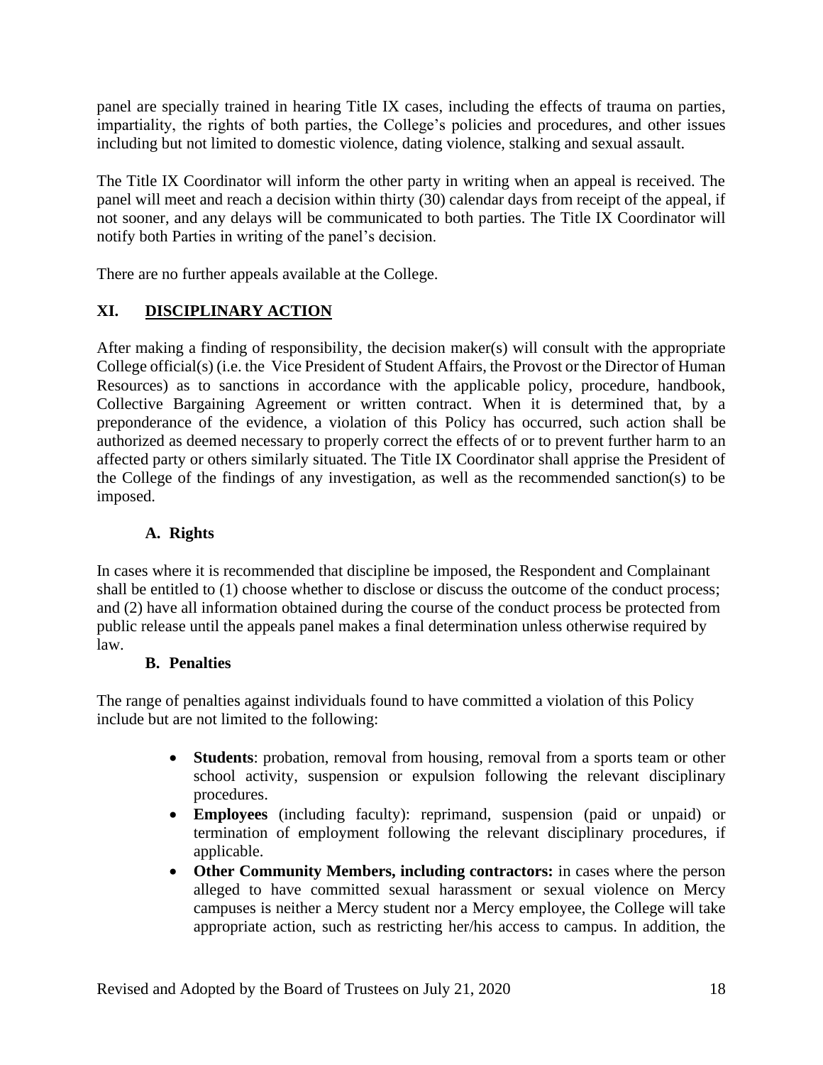panel are specially trained in hearing Title IX cases, including the effects of trauma on parties, impartiality, the rights of both parties, the College's policies and procedures, and other issues including but not limited to domestic violence, dating violence, stalking and sexual assault.

The Title IX Coordinator will inform the other party in writing when an appeal is received. The panel will meet and reach a decision within thirty (30) calendar days from receipt of the appeal, if not sooner, and any delays will be communicated to both parties. The Title IX Coordinator will notify both Parties in writing of the panel's decision.

There are no further appeals available at the College.

## XI. DISCIPLINARY ACTION

After making a finding of responsibility, the decision maker(s) will consult with the appropriate College official(s) (i.e. the Vice President of Student Affairs, the Provost or the Director of Human Resources) as to sanctions in accordance with the applicable policy, procedure, handbook, Collective Bargaining Agreement or written contract. When it is determined that, by a preponderance of the evidence, a violation of this Policy has occurred, such action shall be authorized as deemed necessary to properly correct the effects of or to prevent further harm to an affected party or others similarly situated. The Title IX Coordinator shall apprise the President of the College of the findings of any investigation, as well as the recommended sanction(s) to be imposed.

### A. Rights

In cases where it is recommended that discipline be imposed, the Respondent and Complainant shall be entitled to (1) choose whether to disclose or discuss the outcome of the conduct process; and (2) have all information obtained during the course of the conduct process be protected from public release until the appeals panel makes a final determination unless otherwise required by law.

### B. Penalties

The range of penalties against individuals found to have committed a violation of this Policy include but are not limited to the following:

- **Students**: probation, removal from housing, removal from a sports team or other school activity, suspension or expulsion following the relevant disciplinary procedures.
- **Employees** (including faculty): reprimand, suspension (paid or unpaid) or termination of employment following the relevant disciplinary procedures, if applicable.
- **Other Community Members, including contractors:** in cases where the person alleged to have committed sexual harassment or sexual violence on Mercy campuses is neither a Mercy student nor a Mercy employee, the College will take appropriate action, such as restricting her/his access to campus. In addition, the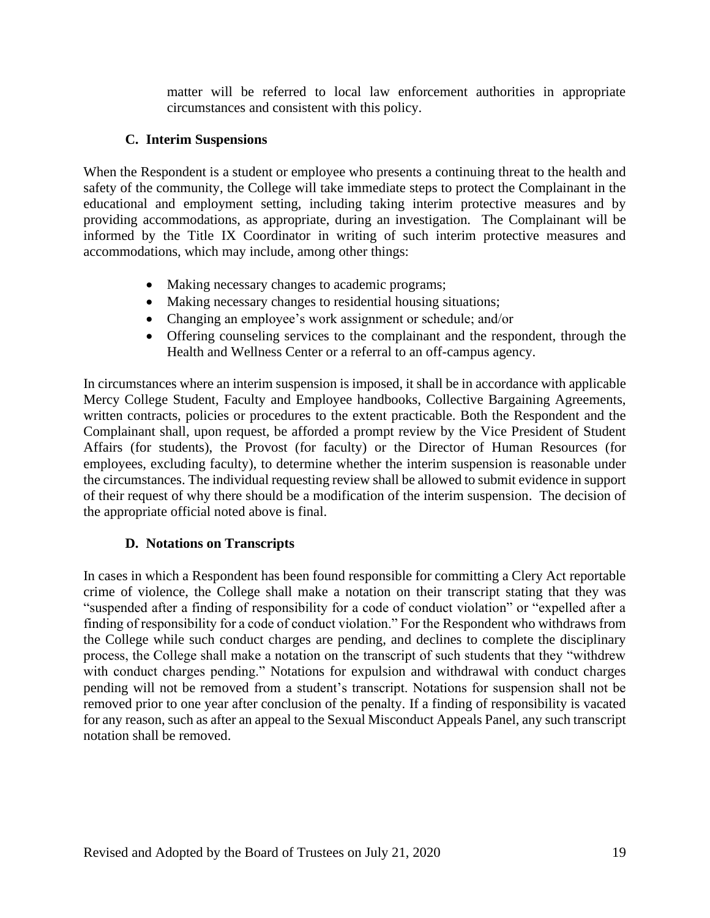matter will be referred to local law enforcement authorities in appropriate circumstances and consistent with this policy.

### C. Interim Suspensions

When the Respondent is a student or employee who presents a continuing threat to the health and safety of the community, the College will take immediate steps to protect the Complainant in the educational and employment setting, including taking interim protective measures and by providing accommodations, as appropriate, during an investigation. The Complainant will be informed by the Title IX Coordinator in writing of such interim protective measures and accommodations, which may include, among other things:

- Making necessary changes to academic programs;
- Making necessary changes to residential housing situations;
- Changing an employee's work assignment or schedule; and/or
- Offering counseling services to the complainant and the respondent, through the Health and Wellness Center or a referral to an off-campus agency.

In circumstances where an interim suspension is imposed, it shall be in accordance with applicable Mercy College Student, Faculty and Employee handbooks, Collective Bargaining Agreements, written contracts, policies or procedures to the extent practicable. Both the Respondent and the Complainant shall, upon request, be afforded a prompt review by the Vice President of Student Affairs (for students), the Provost (for faculty) or the Director of Human Resources (for employees, excluding faculty), to determine whether the interim suspension is reasonable under the circumstances. The individual requesting review shall be allowed to submit evidence in support of their request of why there should be a modification of the interim suspension. The decision of the appropriate official noted above is final.

### D. Notations on Transcripts

In cases in which a Respondent has been found responsible for committing a Clery Act reportable crime of violence, the College shall make a notation on their transcript stating that they was "suspended after a finding of responsibility for a code of conduct violation" or "expelled after a finding of responsibility for a code of conduct violation." For the Respondent who withdraws from the College while such conduct charges are pending, and declines to complete the disciplinary process, the College shall make a notation on the transcript of such students that they "withdrew with conduct charges pending." Notations for expulsion and withdrawal with conduct charges pending will not be removed from a student's transcript. Notations for suspension shall not be removed prior to one year after conclusion of the penalty. If a finding of responsibility is vacated for any reason, such as after an appeal to the Sexual Misconduct Appeals Panel, any such transcript notation shall be removed.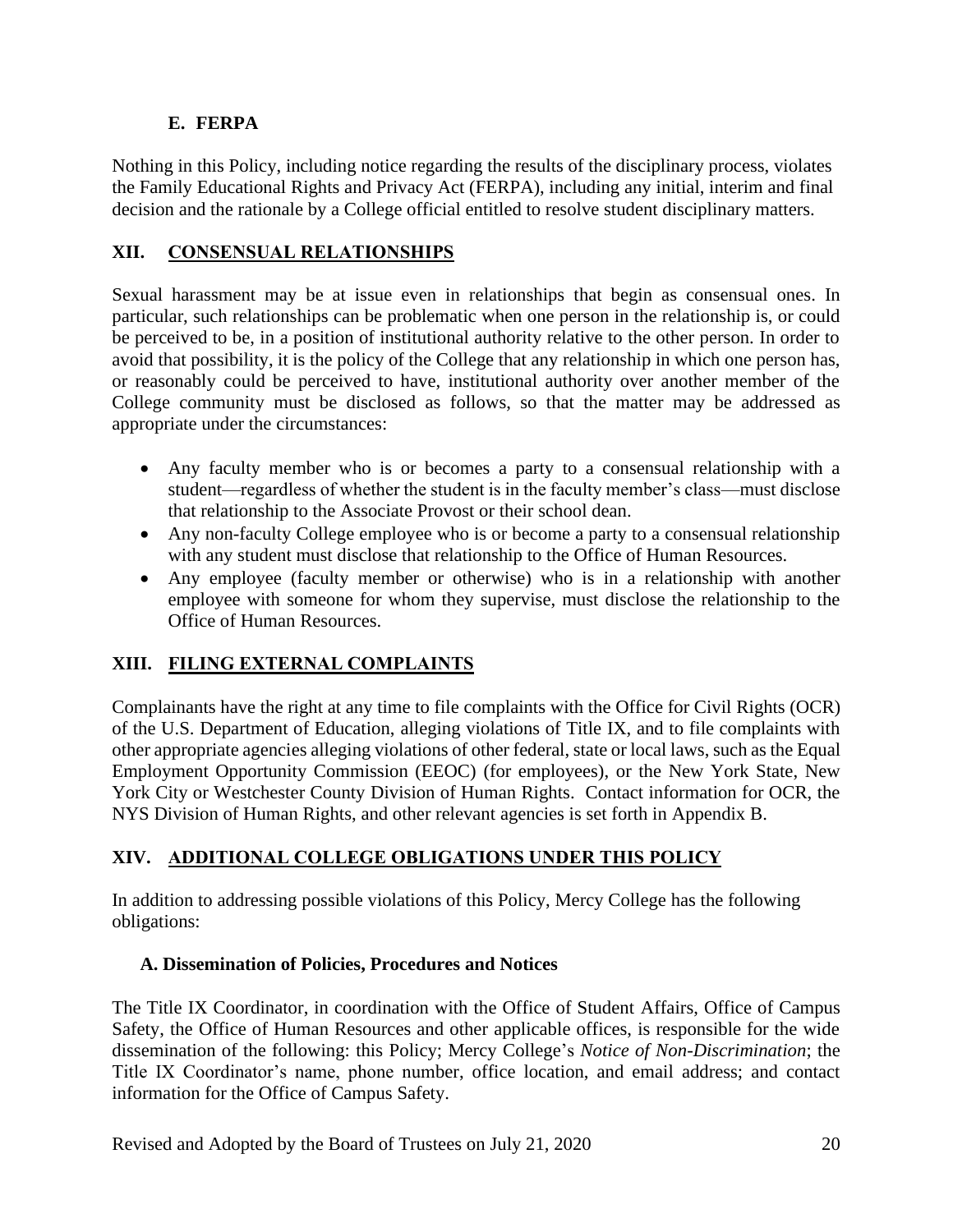### E. FERPA

Nothing in this Policy, including notice regarding the results of the disciplinary process, violates the Family Educational Rights and Privacy Act (FERPA), including any initial, interim and final decision and the rationale by a College official entitled to resolve student disciplinary matters.

## XII. CONSENSUAL RELATIONSHIPS

Sexual harassment may be at issue even in relationships that begin as consensual ones. In particular, such relationships can be problematic when one person in the relationship is, or could be perceived to be, in a position of institutional authority relative to the other person. In order to avoid that possibility, it is the policy of the College that any relationship in which one person has, or reasonably could be perceived to have, institutional authority over another member of the College community must be disclosed as follows, so that the matter may be addressed as appropriate under the circumstances:

- Any faculty member who is or becomes a party to a consensual relationship with a student—regardless of whether the student is in the faculty member's class—must disclose that relationship to the Associate Provost or their school dean.
- Any non-faculty College employee who is or become a party to a consensual relationship with any student must disclose that relationship to the Office of Human Resources.
- Any employee (faculty member or otherwise) who is in a relationship with another employee with someone for whom they supervise, must disclose the relationship to the Office of Human Resources.

## XIII. FILING EXTERNAL COMPLAINTS

Complainants have the right at any time to file complaints with the Office for Civil Rights (OCR) of the U.S. Department of Education, alleging violations of Title IX, and to file complaints with other appropriate agencies alleging violations of other federal, state or local laws, such as the Equal Employment Opportunity Commission (EEOC) (for employees), or the New York State, New York City or Westchester County Division of Human Rights. Contact information for OCR, the NYS Division of Human Rights, and other relevant agencies is set forth in Appendix B.

## XIV. ADDITIONAL COLLEGE OBLIGATIONS UNDER THIS POLICY

In addition to addressing possible violations of this Policy, Mercy College has the following obligations:

### A. Dissemination of Policies, Procedures and Notices

The Title IX Coordinator, in coordination with the Office of Student Affairs, Office of Campus Safety, the Office of Human Resources and other applicable offices, is responsible for the wide dissemination of the following: this Policy; Mercy College's *Notice of Non-Discrimination*; the Title IX Coordinator's name, phone number, office location, and email address; and contact information for the Office of Campus Safety.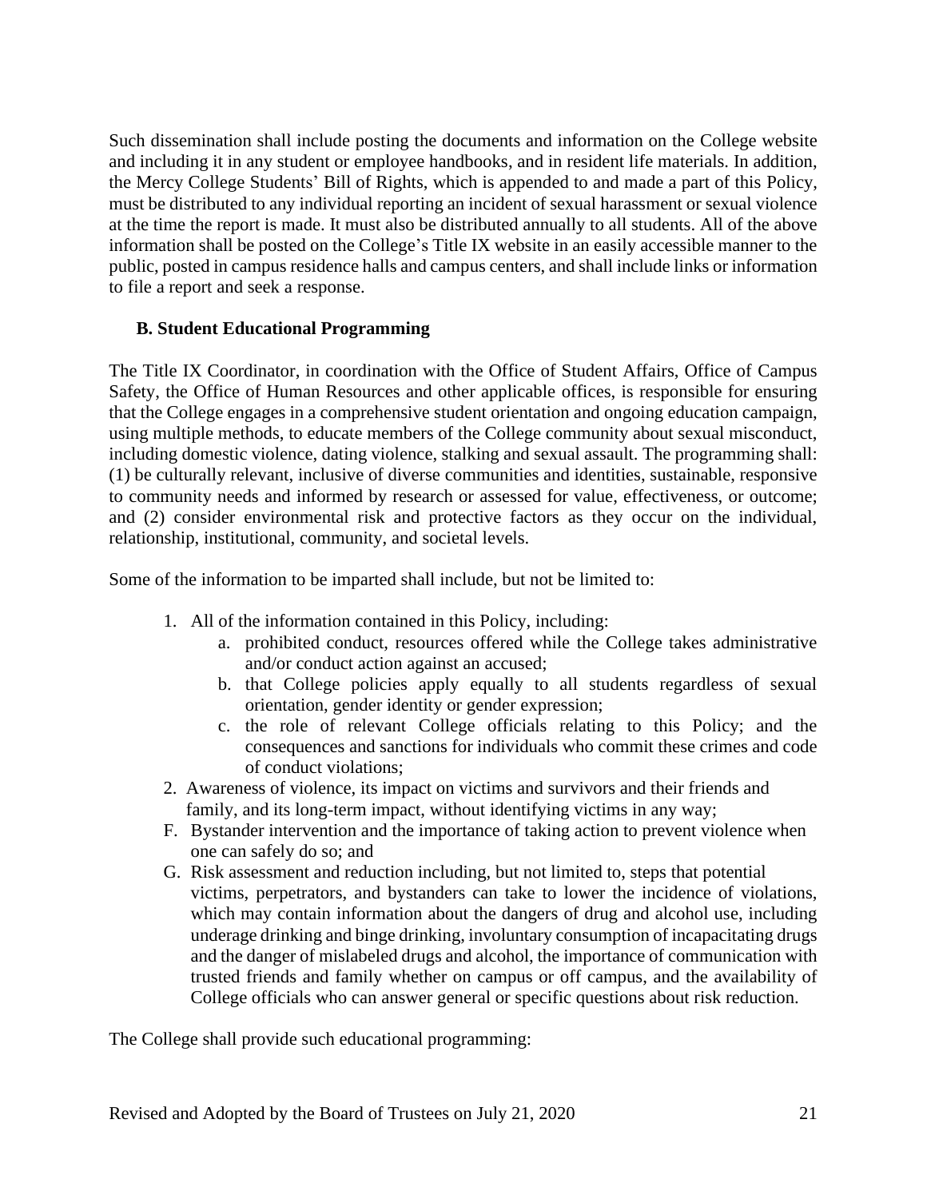Such dissemination shall include posting the documents and information on the College website and including it in any student or employee handbooks, and in resident life materials. In addition, the Mercy College Students' Bill of Rights, which is appended to and made a part of this Policy, must be distributed to any individual reporting an incident of sexual harassment or sexual violence at the time the report is made. It must also be distributed annually to all students. All of the above information shall be posted on the College's Title IX website in an easily accessible manner to the public, posted in campus residence halls and campus centers, and shall include links or information to file a report and seek a response.

### B. Student Educational Programming

The Title IX Coordinator, in coordination with the Office of Student Affairs, Office of Campus Safety, the Office of Human Resources and other applicable offices, is responsible for ensuring that the College engages in a comprehensive student orientation and ongoing education campaign, using multiple methods, to educate members of the College community about sexual misconduct, including domestic violence, dating violence, stalking and sexual assault. The programming shall: (1) be culturally relevant, inclusive of diverse communities and identities, sustainable, responsive to community needs and informed by research or assessed for value, effectiveness, or outcome; and (2) consider environmental risk and protective factors as they occur on the individual, relationship, institutional, community, and societal levels.

Some of the information to be imparted shall include, but not be limited to:

1. All of the information contained in this Policy, including:
   a. prohibited conduct, resources offered while the College takes administrative and/or conduct action against an accused;
   b. that College policies apply equally to all students regardless of sexual orientation, gender identity or gender expression;
   c. the role of relevant College officials relating to this Policy; and the consequences and sanctions for individuals who commit these crimes and code of conduct violations;
2. Awareness of violence, its impact on victims and survivors and their friends and family, and its long-term impact, without identifying victims in any way;

F. Bystander intervention and the importance of taking action to prevent violence when one can safely do so; and

G. Risk assessment and reduction including, but not limited to, steps that potential victims, perpetrators, and bystanders can take to lower the incidence of violations, which may contain information about the dangers of drug and alcohol use, including underage drinking and binge drinking, involuntary consumption of incapacitating drugs and the danger of mislabeled drugs and alcohol, the importance of communication with trusted friends and family whether on campus or off campus, and the availability of College officials who can answer general or specific questions about risk reduction.

The College shall provide such educational programming: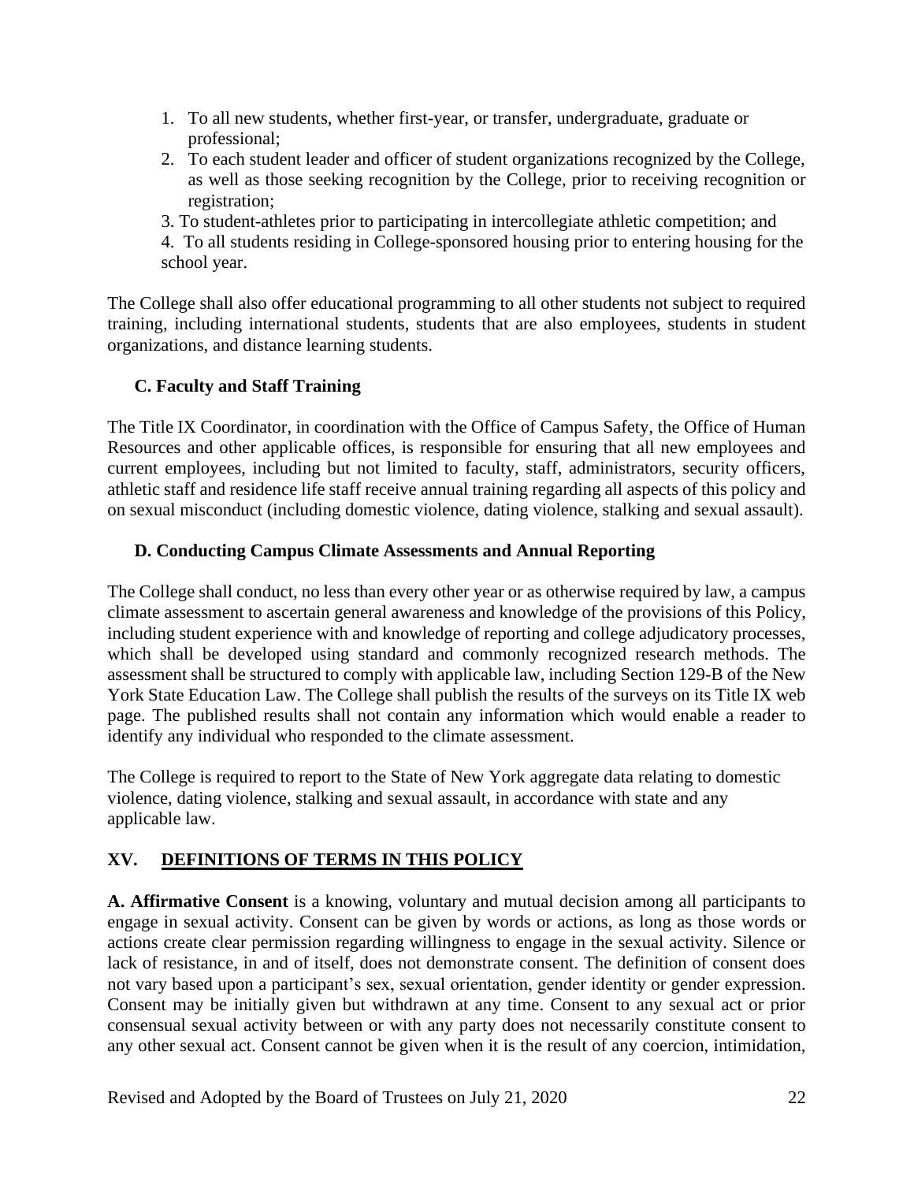1. To all new students, whether first-year, or transfer, undergraduate, graduate or professional;
2. To each student leader and officer of student organizations recognized by the College, as well as those seeking recognition by the College, prior to receiving recognition or registration;
3. To student-athletes prior to participating in intercollegiate athletic competition; and
4. To all students residing in College-sponsored housing prior to entering housing for the school year.

The College shall also offer educational programming to all other students not subject to required training, including international students, students that are also employees, students in student organizations, and distance learning students.

### C. Faculty and Staff Training

The Title IX Coordinator, in coordination with the Office of Campus Safety, the Office of Human Resources and other applicable offices, is responsible for ensuring that all new employees and current employees, including but not limited to faculty, staff, administrators, security officers, athletic staff and residence life staff receive annual training regarding all aspects of this policy and on sexual misconduct (including domestic violence, dating violence, stalking and sexual assault).

### D. Conducting Campus Climate Assessments and Annual Reporting

The College shall conduct, no less than every other year or as otherwise required by law, a campus climate assessment to ascertain general awareness and knowledge of the provisions of this Policy, including student experience with and knowledge of reporting and college adjudicatory processes, which shall be developed using standard and commonly recognized research methods. The assessment shall be structured to comply with applicable law, including Section 129-B of the New York State Education Law. The College shall publish the results of the surveys on its Title IX web page. The published results shall not contain any information which would enable a reader to identify any individual who responded to the climate assessment.

The College is required to report to the State of New York aggregate data relating to domestic violence, dating violence, stalking and sexual assault, in accordance with state and any applicable law.

## XV. DEFINITIONS OF TERMS IN THIS POLICY

**A. Affirmative Consent** is a knowing, voluntary and mutual decision among all participants to engage in sexual activity. Consent can be given by words or actions, as long as those words or actions create clear permission regarding willingness to engage in the sexual activity. Silence or lack of resistance, in and of itself, does not demonstrate consent. The definition of consent does not vary based upon a participant's sex, sexual orientation, gender identity or gender expression. Consent may be initially given but withdrawn at any time. Consent to any sexual act or prior consensual sexual activity between or with any party does not necessarily constitute consent to any other sexual act. Consent cannot be given when it is the result of any coercion, intimidation,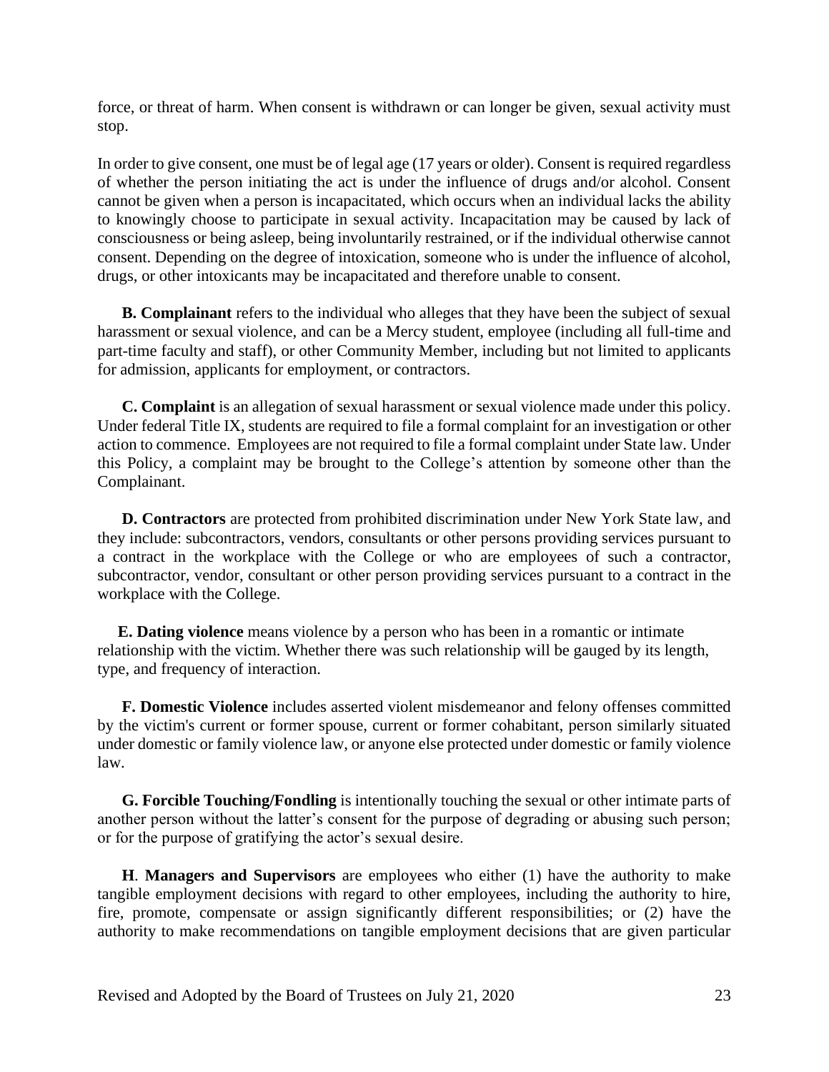force, or threat of harm. When consent is withdrawn or can longer be given, sexual activity must stop.

In order to give consent, one must be of legal age (17 years or older). Consent is required regardless of whether the person initiating the act is under the influence of drugs and/or alcohol. Consent cannot be given when a person is incapacitated, which occurs when an individual lacks the ability to knowingly choose to participate in sexual activity. Incapacitation may be caused by lack of consciousness or being asleep, being involuntarily restrained, or if the individual otherwise cannot consent. Depending on the degree of intoxication, someone who is under the influence of alcohol, drugs, or other intoxicants may be incapacitated and therefore unable to consent.

**B. Complainant** refers to the individual who alleges that they have been the subject of sexual harassment or sexual violence, and can be a Mercy student, employee (including all full-time and part-time faculty and staff), or other Community Member, including but not limited to applicants for admission, applicants for employment, or contractors.

**C. Complaint** is an allegation of sexual harassment or sexual violence made under this policy. Under federal Title IX, students are required to file a formal complaint for an investigation or other action to commence. Employees are not required to file a formal complaint under State law. Under this Policy, a complaint may be brought to the College's attention by someone other than the Complainant.

**D. Contractors** are protected from prohibited discrimination under New York State law, and they include: subcontractors, vendors, consultants or other persons providing services pursuant to a contract in the workplace with the College or who are employees of such a contractor, subcontractor, vendor, consultant or other person providing services pursuant to a contract in the workplace with the College.

**E. Dating violence** means violence by a person who has been in a romantic or intimate relationship with the victim. Whether there was such relationship will be gauged by its length, type, and frequency of interaction.

**F. Domestic Violence** includes asserted violent misdemeanor and felony offenses committed by the victim's current or former spouse, current or former cohabitant, person similarly situated under domestic or family violence law, or anyone else protected under domestic or family violence law.

**G. Forcible Touching/Fondling** is intentionally touching the sexual or other intimate parts of another person without the latter's consent for the purpose of degrading or abusing such person; or for the purpose of gratifying the actor's sexual desire.

**H. Managers and Supervisors** are employees who either (1) have the authority to make tangible employment decisions with regard to other employees, including the authority to hire, fire, promote, compensate or assign significantly different responsibilities; or (2) have the authority to make recommendations on tangible employment decisions that are given particular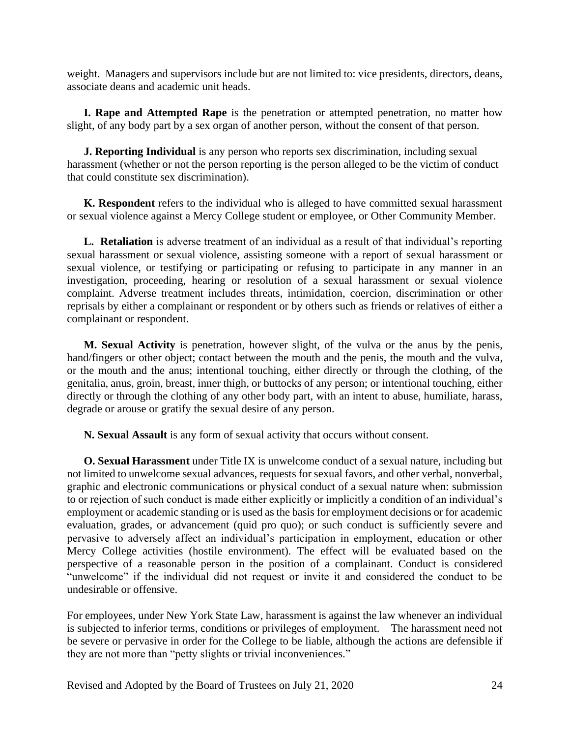weight. Managers and supervisors include but are not limited to: vice presidents, directors, deans, associate deans and academic unit heads.

**I. Rape and Attempted Rape** is the penetration or attempted penetration, no matter how slight, of any body part by a sex organ of another person, without the consent of that person.

**J. Reporting Individual** is any person who reports sex discrimination, including sexual harassment (whether or not the person reporting is the person alleged to be the victim of conduct that could constitute sex discrimination).

**K. Respondent** refers to the individual who is alleged to have committed sexual harassment or sexual violence against a Mercy College student or employee, or Other Community Member.

**L. Retaliation** is adverse treatment of an individual as a result of that individual's reporting sexual harassment or sexual violence, assisting someone with a report of sexual harassment or sexual violence, or testifying or participating or refusing to participate in any manner in an investigation, proceeding, hearing or resolution of a sexual harassment or sexual violence complaint. Adverse treatment includes threats, intimidation, coercion, discrimination or other reprisals by either a complainant or respondent or by others such as friends or relatives of either a complainant or respondent.

**M. Sexual Activity** is penetration, however slight, of the vulva or the anus by the penis, hand/fingers or other object; contact between the mouth and the penis, the mouth and the vulva, or the mouth and the anus; intentional touching, either directly or through the clothing, of the genitalia, anus, groin, breast, inner thigh, or buttocks of any person; or intentional touching, either directly or through the clothing of any other body part, with an intent to abuse, humiliate, harass, degrade or arouse or gratify the sexual desire of any person.

**N. Sexual Assault** is any form of sexual activity that occurs without consent.

**O. Sexual Harassment** under Title IX is unwelcome conduct of a sexual nature, including but not limited to unwelcome sexual advances, requests for sexual favors, and other verbal, nonverbal, graphic and electronic communications or physical conduct of a sexual nature when: submission to or rejection of such conduct is made either explicitly or implicitly a condition of an individual's employment or academic standing or is used as the basis for employment decisions or for academic evaluation, grades, or advancement (quid pro quo); or such conduct is sufficiently severe and pervasive to adversely affect an individual's participation in employment, education or other Mercy College activities (hostile environment). The effect will be evaluated based on the perspective of a reasonable person in the position of a complainant. Conduct is considered "unwelcome" if the individual did not request or invite it and considered the conduct to be undesirable or offensive.

For employees, under New York State Law, harassment is against the law whenever an individual is subjected to inferior terms, conditions or privileges of employment. The harassment need not be severe or pervasive in order for the College to be liable, although the actions are defensible if they are not more than "petty slights or trivial inconveniences."

Revised and Adopted by the Board of Trustees on July 21, 2020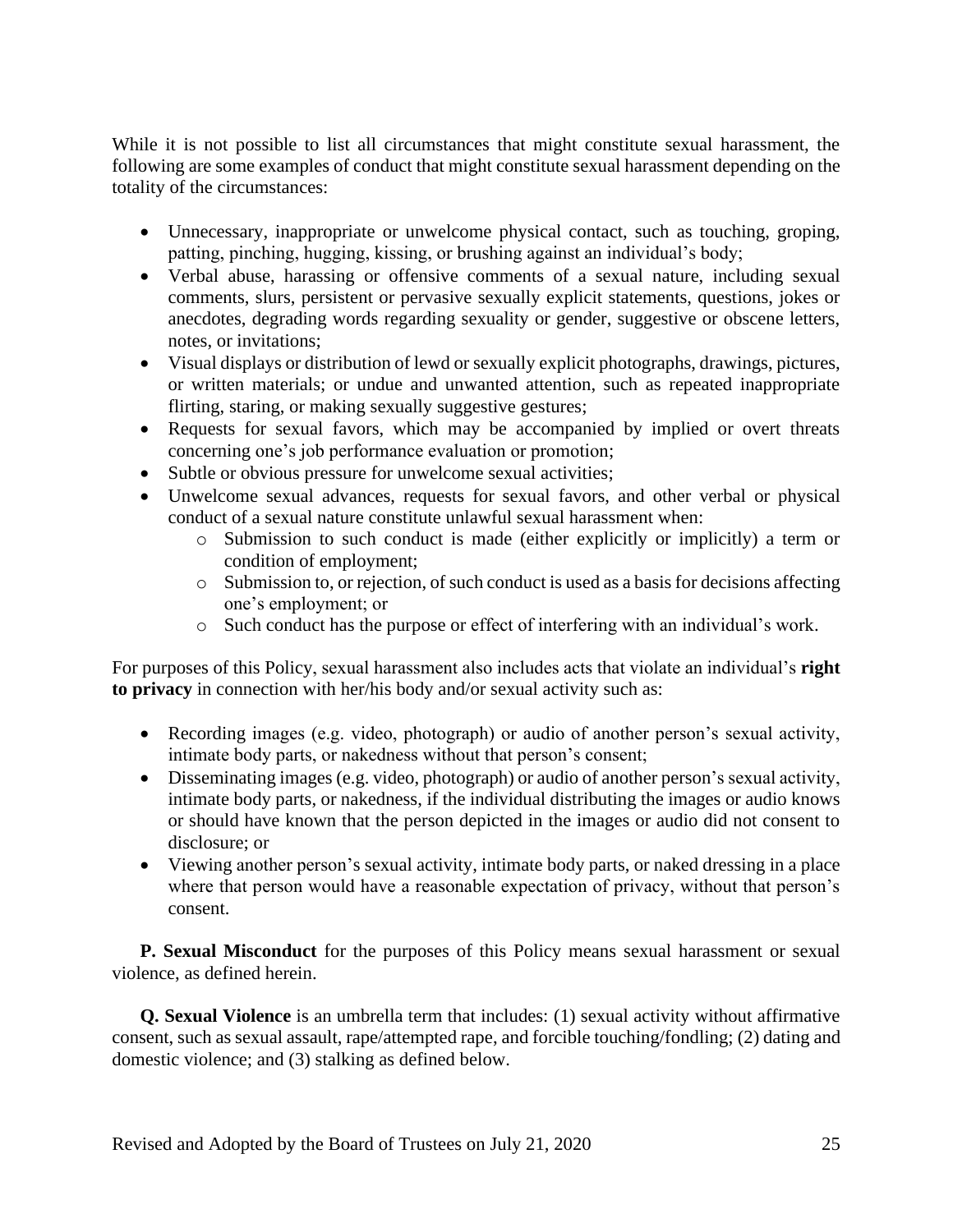While it is not possible to list all circumstances that might constitute sexual harassment, the following are some examples of conduct that might constitute sexual harassment depending on the totality of the circumstances:

- Unnecessary, inappropriate or unwelcome physical contact, such as touching, groping, patting, pinching, hugging, kissing, or brushing against an individual's body;
- Verbal abuse, harassing or offensive comments of a sexual nature, including sexual comments, slurs, persistent or pervasive sexually explicit statements, questions, jokes or anecdotes, degrading words regarding sexuality or gender, suggestive or obscene letters, notes, or invitations;
- Visual displays or distribution of lewd or sexually explicit photographs, drawings, pictures, or written materials; or undue and unwanted attention, such as repeated inappropriate flirting, staring, or making sexually suggestive gestures;
- Requests for sexual favors, which may be accompanied by implied or overt threats concerning one's job performance evaluation or promotion;
- Subtle or obvious pressure for unwelcome sexual activities;
- Unwelcome sexual advances, requests for sexual favors, and other verbal or physical conduct of a sexual nature constitute unlawful sexual harassment when:
  - Submission to such conduct is made (either explicitly or implicitly) a term or condition of employment;
  - Submission to, or rejection, of such conduct is used as a basis for decisions affecting one's employment; or
  - Such conduct has the purpose or effect of interfering with an individual's work.

For purposes of this Policy, sexual harassment also includes acts that violate an individual's **right to privacy** in connection with her/his body and/or sexual activity such as:

- Recording images (e.g. video, photograph) or audio of another person's sexual activity, intimate body parts, or nakedness without that person's consent;
- Disseminating images (e.g. video, photograph) or audio of another person's sexual activity, intimate body parts, or nakedness, if the individual distributing the images or audio knows or should have known that the person depicted in the images or audio did not consent to disclosure; or
- Viewing another person's sexual activity, intimate body parts, or naked dressing in a place where that person would have a reasonable expectation of privacy, without that person's consent.

**P. Sexual Misconduct** for the purposes of this Policy means sexual harassment or sexual violence, as defined herein.

**Q. Sexual Violence** is an umbrella term that includes: (1) sexual activity without affirmative consent, such as sexual assault, rape/attempted rape, and forcible touching/fondling; (2) dating and domestic violence; and (3) stalking as defined below.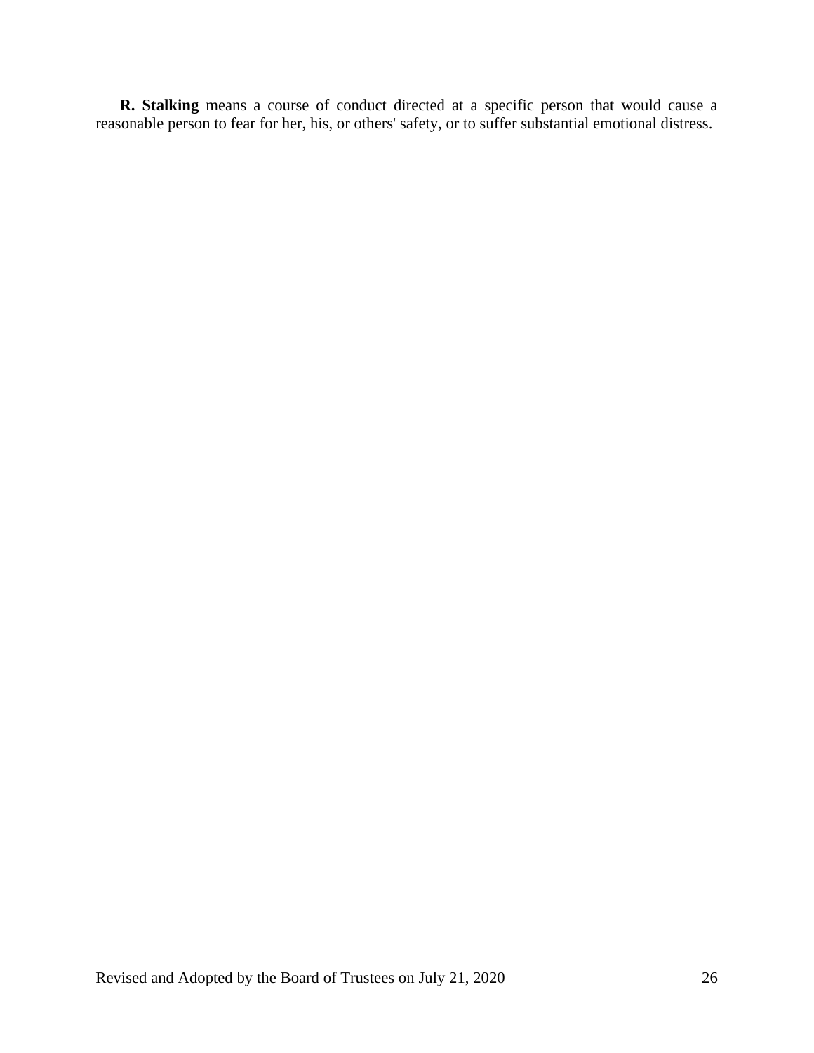**R. Stalking** means a course of conduct directed at a specific person that would cause a reasonable person to fear for her, his, or others' safety, or to suffer substantial emotional distress.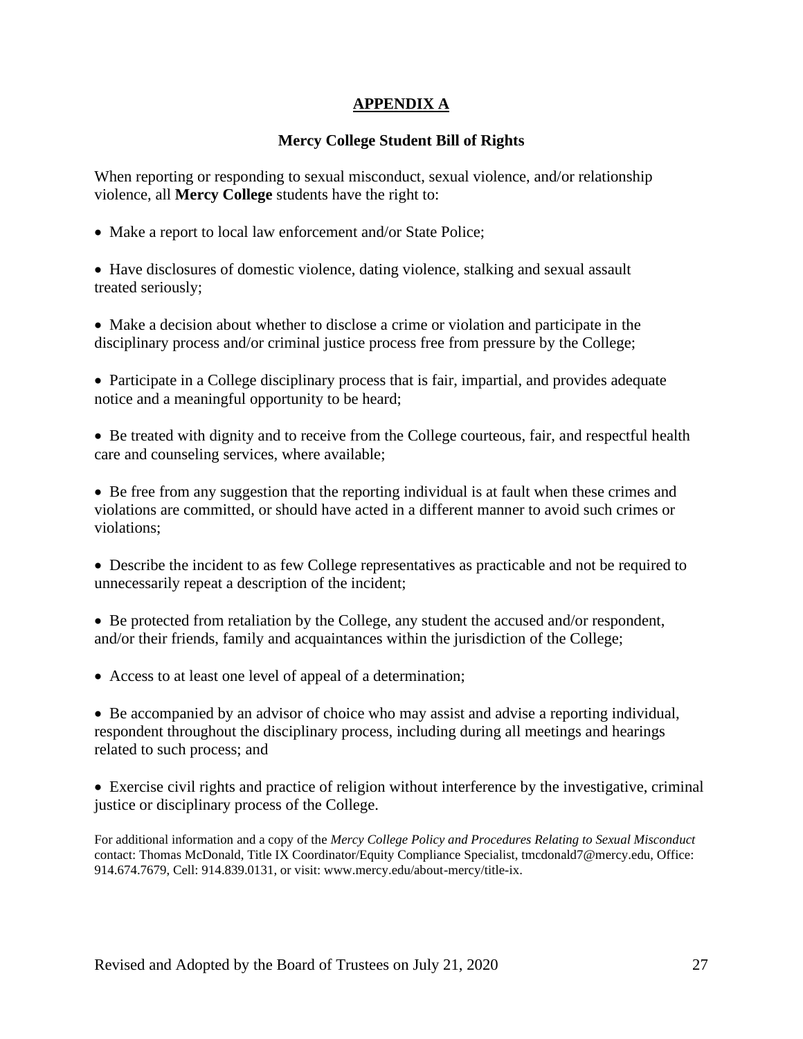## APPENDIX A

### Mercy College Student Bill of Rights

When reporting or responding to sexual misconduct, sexual violence, and/or relationship violence, all **Mercy College** students have the right to:

- Make a report to local law enforcement and/or State Police;
- Have disclosures of domestic violence, dating violence, stalking and sexual assault treated seriously;
- Make a decision about whether to disclose a crime or violation and participate in the disciplinary process and/or criminal justice process free from pressure by the College;
- Participate in a College disciplinary process that is fair, impartial, and provides adequate notice and a meaningful opportunity to be heard;
- Be treated with dignity and to receive from the College courteous, fair, and respectful health care and counseling services, where available;
- Be free from any suggestion that the reporting individual is at fault when these crimes and violations are committed, or should have acted in a different manner to avoid such crimes or violations;
- Describe the incident to as few College representatives as practicable and not be required to unnecessarily repeat a description of the incident;
- Be protected from retaliation by the College, any student the accused and/or respondent, and/or their friends, family and acquaintances within the jurisdiction of the College;
- Access to at least one level of appeal of a determination;
- Be accompanied by an advisor of choice who may assist and advise a reporting individual, respondent throughout the disciplinary process, including during all meetings and hearings related to such process; and
- Exercise civil rights and practice of religion without interference by the investigative, criminal justice or disciplinary process of the College.

For additional information and a copy of the *Mercy College Policy and Procedures Relating to Sexual Misconduct* contact: Thomas McDonald, Title IX Coordinator/Equity Compliance Specialist, tmcdonald7@mercy.edu, Office: 914.674.7679, Cell: 914.839.0131, or visit: www.mercy.edu/about-mercy/title-ix.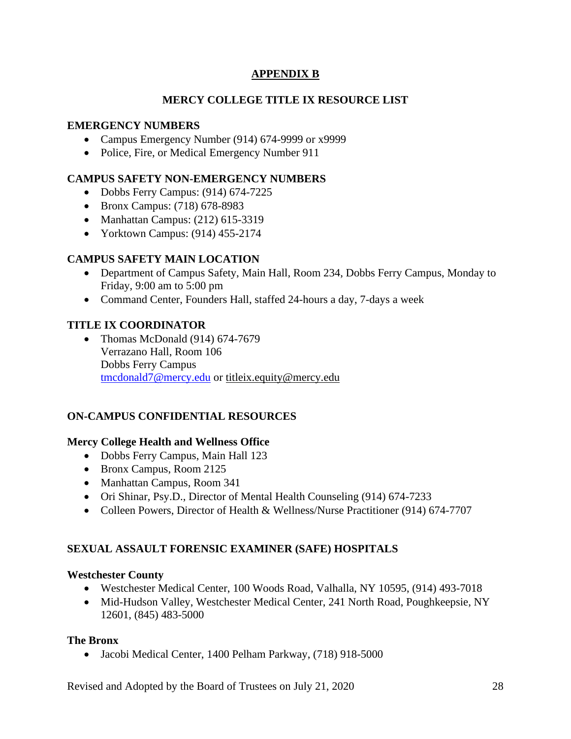# APPENDIX B

## MERCY COLLEGE TITLE IX RESOURCE LIST

### EMERGENCY NUMBERS

- Campus Emergency Number (914) 674-9999 or x9999
- Police, Fire, or Medical Emergency Number 911

### CAMPUS SAFETY NON-EMERGENCY NUMBERS

- Dobbs Ferry Campus: (914) 674-7225
- Bronx Campus: (718) 678-8983
- Manhattan Campus: (212) 615-3319
- Yorktown Campus: (914) 455-2174

### CAMPUS SAFETY MAIN LOCATION

- Department of Campus Safety, Main Hall, Room 234, Dobbs Ferry Campus, Monday to Friday, 9:00 am to 5:00 pm
- Command Center, Founders Hall, staffed 24-hours a day, 7-days a week

### TITLE IX COORDINATOR

- Thomas McDonald (914) 674-7679
  Verrazano Hall, Room 106
  Dobbs Ferry Campus
  tmcdonald7@mercy.edu or titleix.equity@mercy.edu

### ON-CAMPUS CONFIDENTIAL RESOURCES

#### Mercy College Health and Wellness Office

- Dobbs Ferry Campus, Main Hall 123
- Bronx Campus, Room 2125
- Manhattan Campus, Room 341
- Ori Shinar, Psy.D., Director of Mental Health Counseling (914) 674-7233
- Colleen Powers, Director of Health & Wellness/Nurse Practitioner (914) 674-7707

### SEXUAL ASSAULT FORENSIC EXAMINER (SAFE) HOSPITALS

#### Westchester County

- Westchester Medical Center, 100 Woods Road, Valhalla, NY 10595, (914) 493-7018
- Mid-Hudson Valley, Westchester Medical Center, 241 North Road, Poughkeepsie, NY 12601, (845) 483-5000

#### The Bronx

- Jacobi Medical Center, 1400 Pelham Parkway, (718) 918-5000

Revised and Adopted by the Board of Trustees on July 21, 2020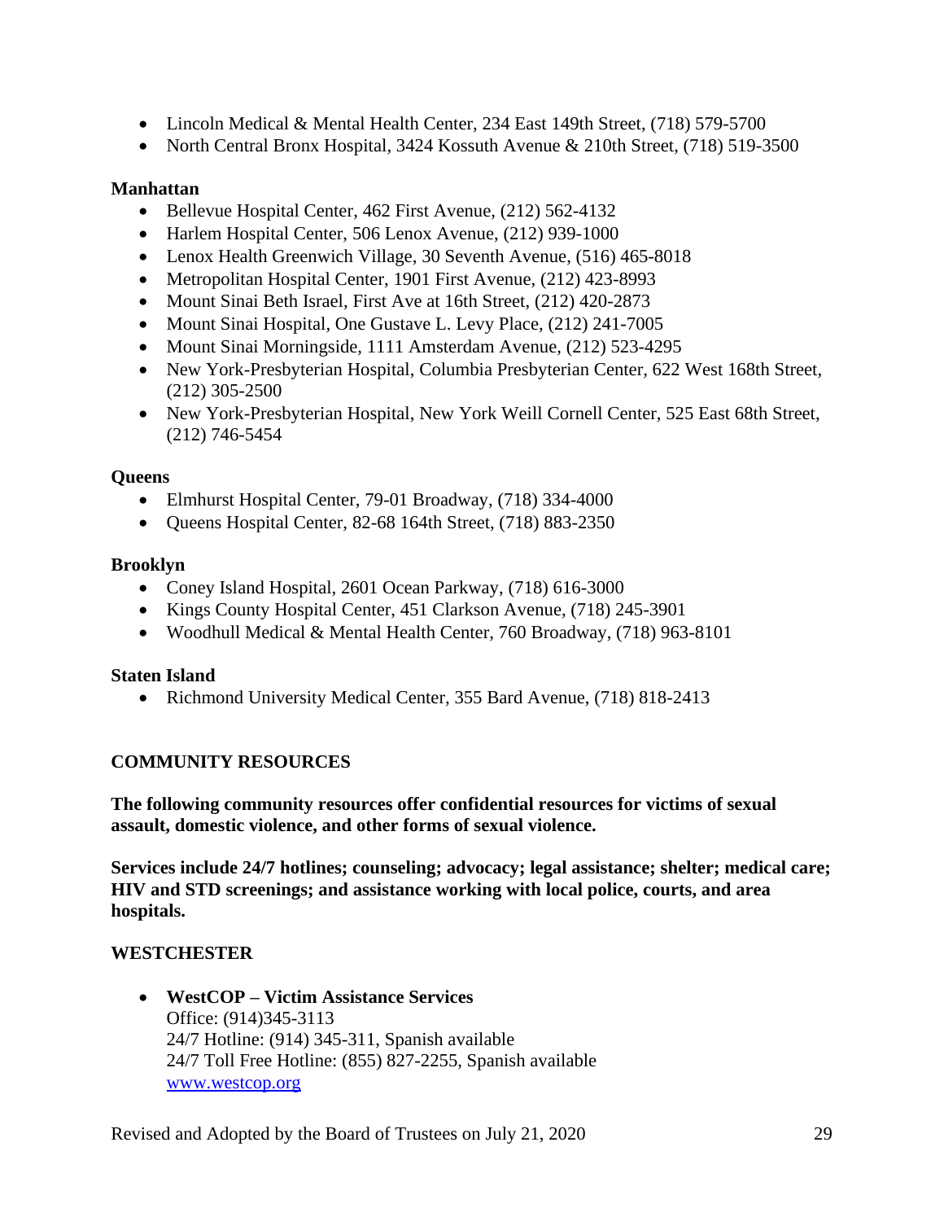- Lincoln Medical & Mental Health Center, 234 East 149th Street, (718) 579-5700
- North Central Bronx Hospital, 3424 Kossuth Avenue & 210th Street, (718) 519-3500

**Manhattan**

- Bellevue Hospital Center, 462 First Avenue, (212) 562-4132
- Harlem Hospital Center, 506 Lenox Avenue, (212) 939-1000
- Lenox Health Greenwich Village, 30 Seventh Avenue, (516) 465-8018
- Metropolitan Hospital Center, 1901 First Avenue, (212) 423-8993
- Mount Sinai Beth Israel, First Ave at 16th Street, (212) 420-2873
- Mount Sinai Hospital, One Gustave L. Levy Place, (212) 241-7005
- Mount Sinai Morningside, 1111 Amsterdam Avenue, (212) 523-4295
- New York-Presbyterian Hospital, Columbia Presbyterian Center, 622 West 168th Street, (212) 305-2500
- New York-Presbyterian Hospital, New York Weill Cornell Center, 525 East 68th Street, (212) 746-5454

**Queens**

- Elmhurst Hospital Center, 79-01 Broadway, (718) 334-4000
- Queens Hospital Center, 82-68 164th Street, (718) 883-2350

**Brooklyn**

- Coney Island Hospital, 2601 Ocean Parkway, (718) 616-3000
- Kings County Hospital Center, 451 Clarkson Avenue, (718) 245-3901
- Woodhull Medical & Mental Health Center, 760 Broadway, (718) 963-8101

**Staten Island**

- Richmond University Medical Center, 355 Bard Avenue, (718) 818-2413

## COMMUNITY RESOURCES

**The following community resources offer confidential resources for victims of sexual assault, domestic violence, and other forms of sexual violence.**

**Services include 24/7 hotlines; counseling; advocacy; legal assistance; shelter; medical care; HIV and STD screenings; and assistance working with local police, courts, and area hospitals.**

### WESTCHESTER

- **WestCOP – Victim Assistance Services**
  Office: (914)345-3113
  24/7 Hotline: (914) 345-311, Spanish available
  24/7 Toll Free Hotline: (855) 827-2255, Spanish available
  www.westcop.org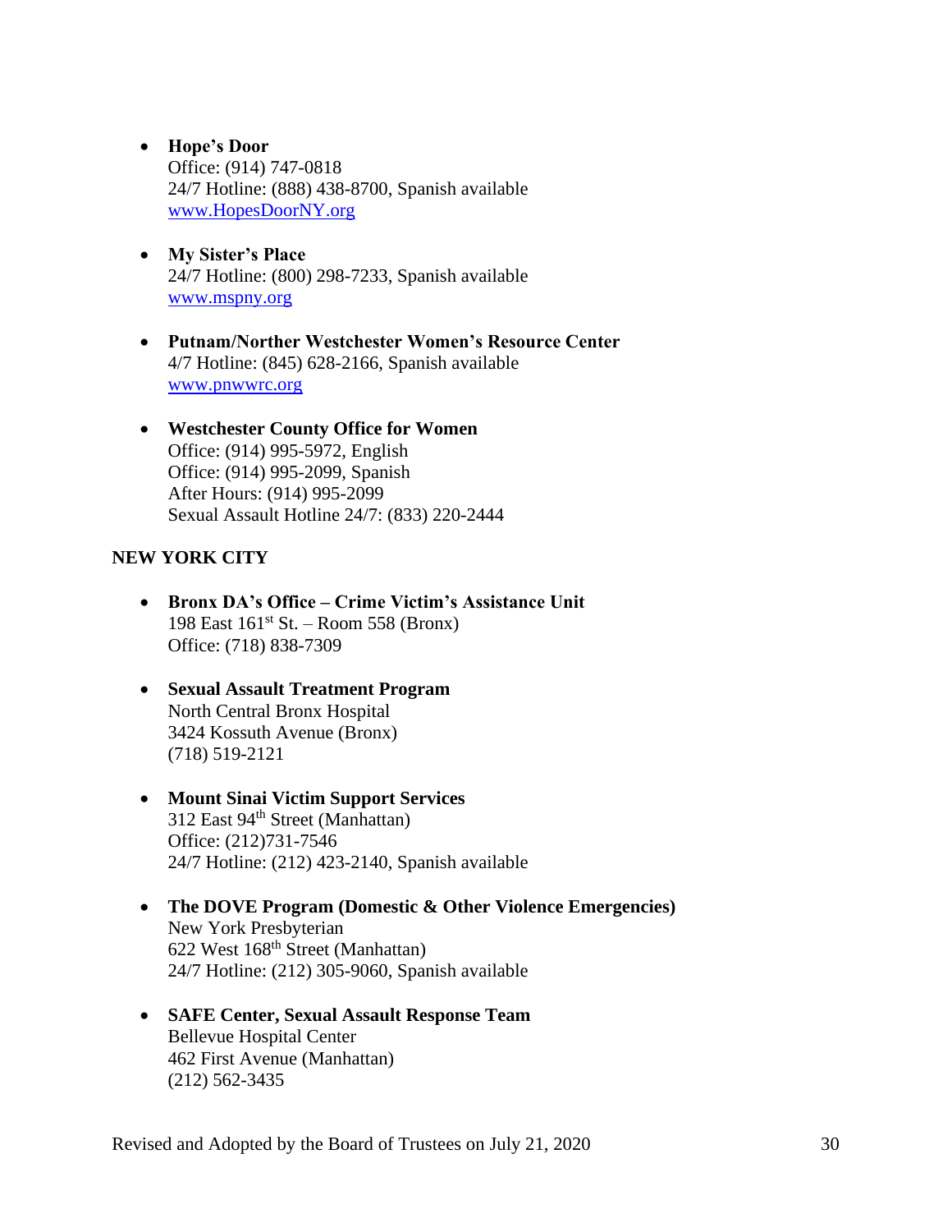- **Hope's Door**
  Office: (914) 747-0818
  24/7 Hotline: (888) 438-8700, Spanish available
  www.HopesDoorNY.org

- **My Sister's Place**
  24/7 Hotline: (800) 298-7233, Spanish available
  www.mspny.org

- **Putnam/Norther Westchester Women's Resource Center**
  4/7 Hotline: (845) 628-2166, Spanish available
  www.pnwwrc.org

- **Westchester County Office for Women**
  Office: (914) 995-5972, English
  Office: (914) 995-2099, Spanish
  After Hours: (914) 995-2099
  Sexual Assault Hotline 24/7: (833) 220-2444

**NEW YORK CITY**

- **Bronx DA's Office – Crime Victim's Assistance Unit**
  198 East 161st St. – Room 558 (Bronx)
  Office: (718) 838-7309

- **Sexual Assault Treatment Program**
  North Central Bronx Hospital
  3424 Kossuth Avenue (Bronx)
  (718) 519-2121

- **Mount Sinai Victim Support Services**
  312 East 94th Street (Manhattan)
  Office: (212)731-7546
  24/7 Hotline: (212) 423-2140, Spanish available

- **The DOVE Program (Domestic & Other Violence Emergencies)**
  New York Presbyterian
  622 West 168th Street (Manhattan)
  24/7 Hotline: (212) 305-9060, Spanish available

- **SAFE Center, Sexual Assault Response Team**
  Bellevue Hospital Center
  462 First Avenue (Manhattan)
  (212) 562-3435

Revised and Adopted by the Board of Trustees on July 21, 2020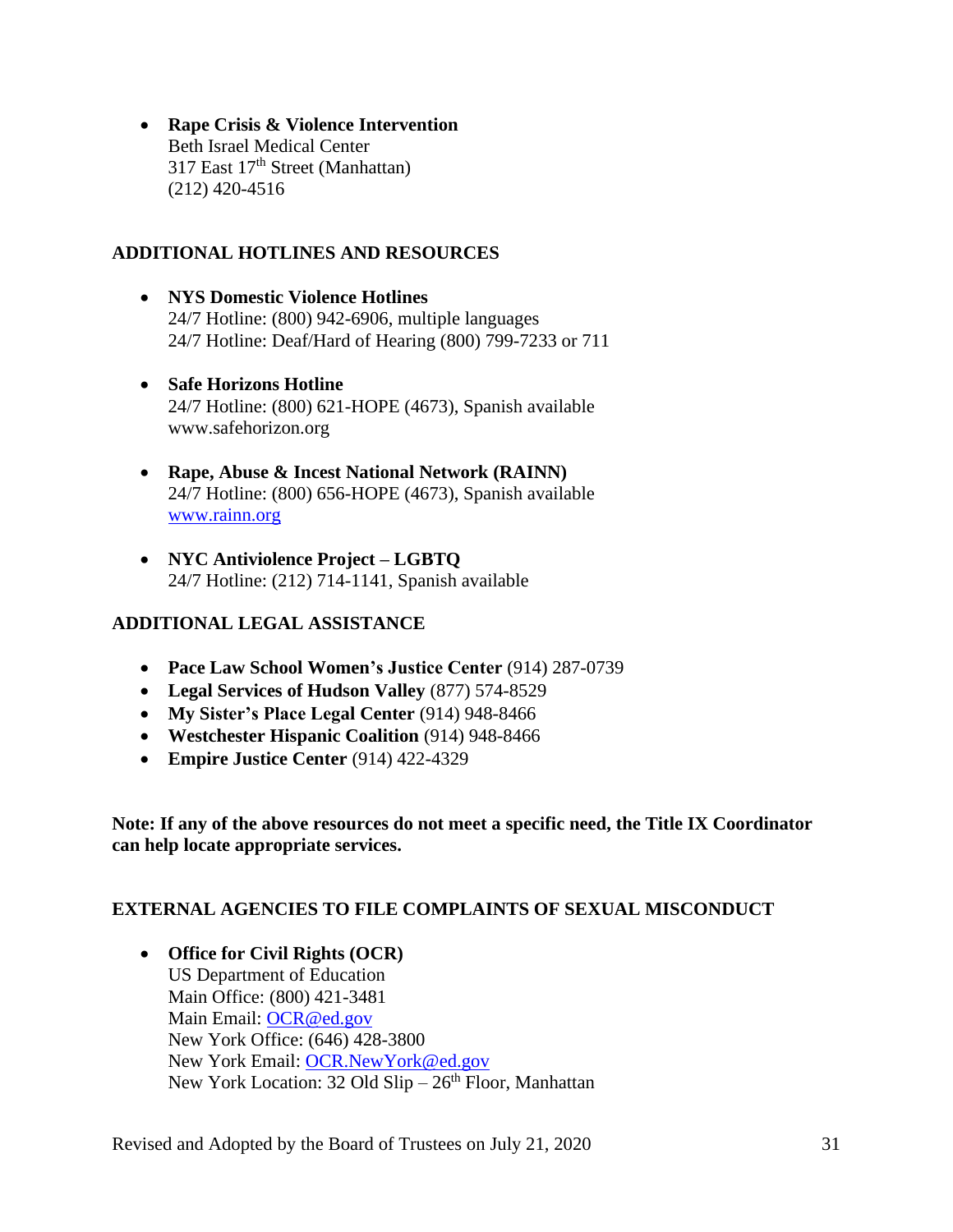- **Rape Crisis & Violence Intervention**
  Beth Israel Medical Center
  317 East 17th Street (Manhattan)
  (212) 420-4516

## ADDITIONAL HOTLINES AND RESOURCES

- **NYS Domestic Violence Hotlines**
  24/7 Hotline: (800) 942-6906, multiple languages
  24/7 Hotline: Deaf/Hard of Hearing (800) 799-7233 or 711

- **Safe Horizons Hotline**
  24/7 Hotline: (800) 621-HOPE (4673), Spanish available
  www.safehorizon.org

- **Rape, Abuse & Incest National Network (RAINN)**
  24/7 Hotline: (800) 656-HOPE (4673), Spanish available
  www.rainn.org

- **NYC Antiviolence Project – LGBTQ**
  24/7 Hotline: (212) 714-1141, Spanish available

## ADDITIONAL LEGAL ASSISTANCE

- **Pace Law School Women's Justice Center** (914) 287-0739
- **Legal Services of Hudson Valley** (877) 574-8529
- **My Sister's Place Legal Center** (914) 948-8466
- **Westchester Hispanic Coalition** (914) 948-8466
- **Empire Justice Center** (914) 422-4329

**Note: If any of the above resources do not meet a specific need, the Title IX Coordinator can help locate appropriate services.**

## EXTERNAL AGENCIES TO FILE COMPLAINTS OF SEXUAL MISCONDUCT

- **Office for Civil Rights (OCR)**
  US Department of Education
  Main Office: (800) 421-3481
  Main Email: OCR@ed.gov
  New York Office: (646) 428-3800
  New York Email: OCR.NewYork@ed.gov
  New York Location: 32 Old Slip – 26th Floor, Manhattan

Revised and Adopted by the Board of Trustees on July 21, 2020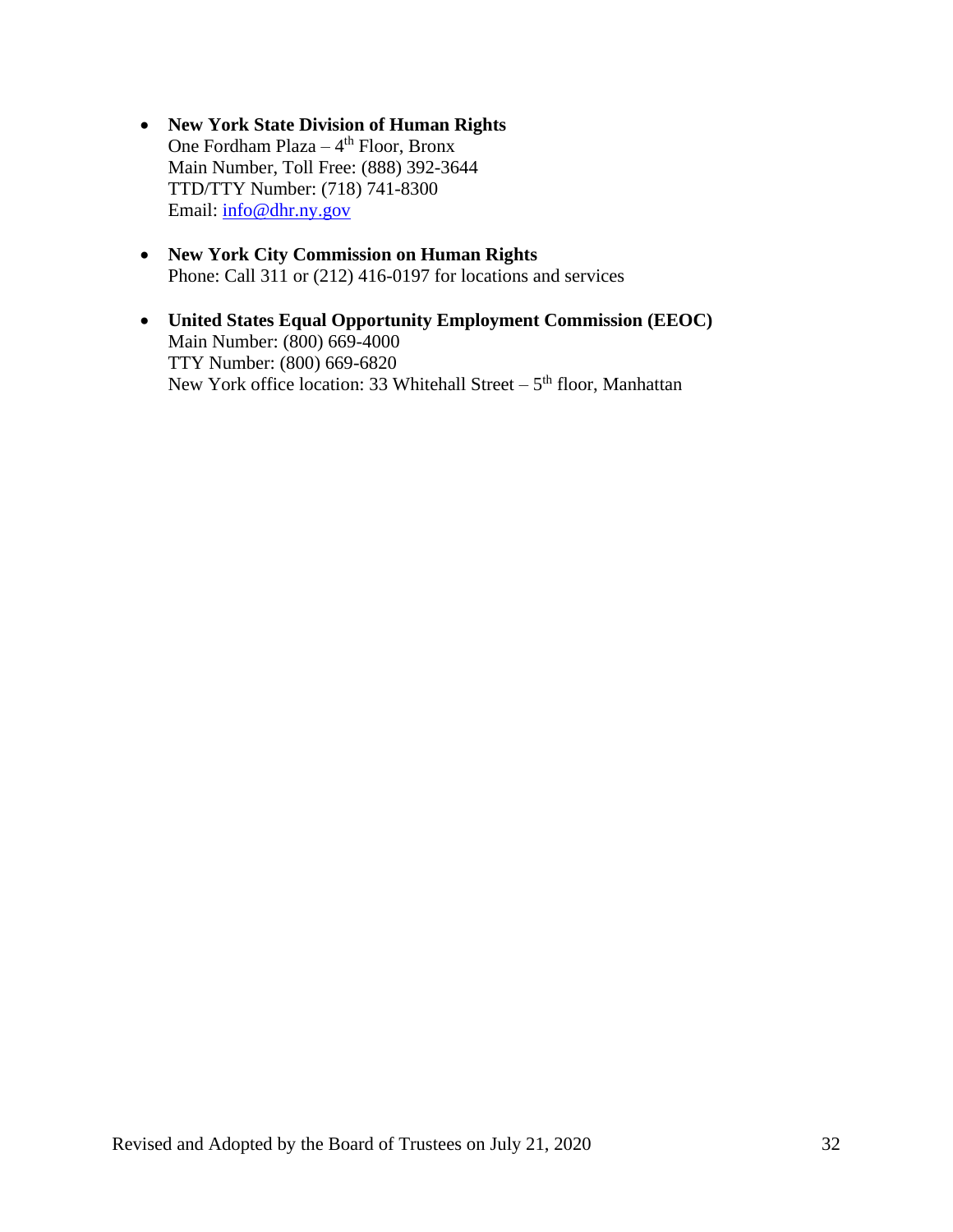- **New York State Division of Human Rights**
  One Fordham Plaza – 4th Floor, Bronx
  Main Number, Toll Free: (888) 392-3644
  TTD/TTY Number: (718) 741-8300
  Email: info@dhr.ny.gov

- **New York City Commission on Human Rights**
  Phone: Call 311 or (212) 416-0197 for locations and services

- **United States Equal Opportunity Employment Commission (EEOC)**
  Main Number: (800) 669-4000
  TTY Number: (800) 669-6820
  New York office location: 33 Whitehall Street – 5th floor, Manhattan